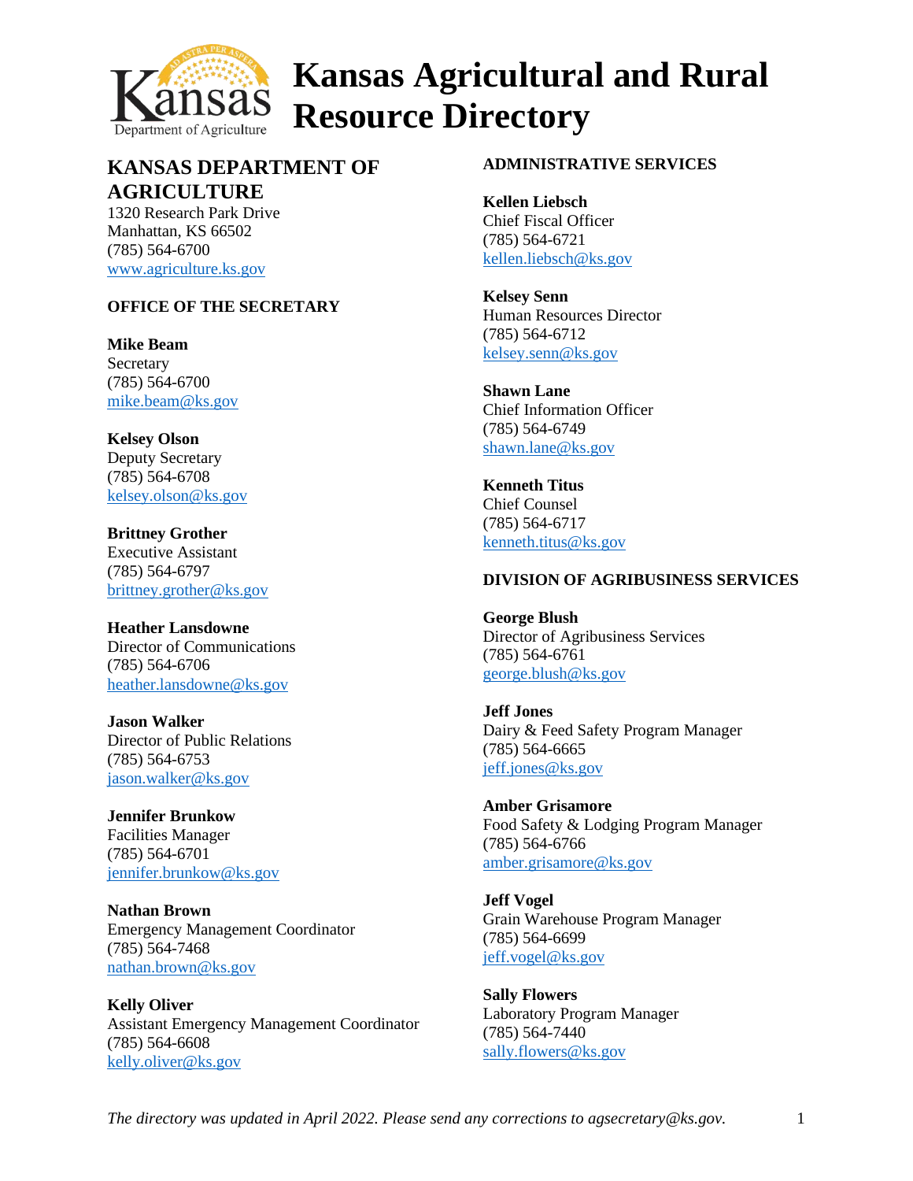# Kansas Agricultural and Rural Resource Directory

## KANSAS DEPARTMENT OF AGRICULTURE

1320 Research Park Drive
Manhattan, KS 66502
(785) 564-6700
www.agriculture.ks.gov

### OFFICE OF THE SECRETARY

**Mike Beam**
Secretary
(785) 564-6700
mike.beam@ks.gov

**Kelsey Olson**
Deputy Secretary
(785) 564-6708
kelsey.olson@ks.gov

**Brittney Grother**
Executive Assistant
(785) 564-6797
brittney.grother@ks.gov

**Heather Lansdowne**
Director of Communications
(785) 564-6706
heather.lansdowne@ks.gov

**Jason Walker**
Director of Public Relations
(785) 564-6753
jason.walker@ks.gov

**Jennifer Brunkow**
Facilities Manager
(785) 564-6701
jennifer.brunkow@ks.gov

**Nathan Brown**
Emergency Management Coordinator
(785) 564-7468
nathan.brown@ks.gov

**Kelly Oliver**
Assistant Emergency Management Coordinator
(785) 564-6608
kelly.oliver@ks.gov

### ADMINISTRATIVE SERVICES

**Kellen Liebsch**
Chief Fiscal Officer
(785) 564-6721
kellen.liebsch@ks.gov

**Kelsey Senn**
Human Resources Director
(785) 564-6712
kelsey.senn@ks.gov

**Shawn Lane**
Chief Information Officer
(785) 564-6749
shawn.lane@ks.gov

**Kenneth Titus**
Chief Counsel
(785) 564-6717
kenneth.titus@ks.gov

### DIVISION OF AGRIBUSINESS SERVICES

**George Blush**
Director of Agribusiness Services
(785) 564-6761
george.blush@ks.gov

**Jeff Jones**
Dairy & Feed Safety Program Manager
(785) 564-6665
jeff.jones@ks.gov

**Amber Grisamore**
Food Safety & Lodging Program Manager
(785) 564-6766
amber.grisamore@ks.gov

**Jeff Vogel**
Grain Warehouse Program Manager
(785) 564-6699
jeff.vogel@ks.gov

**Sally Flowers**
Laboratory Program Manager
(785) 564-7440
sally.flowers@ks.gov

*The directory was updated in April 2022. Please send any corrections to agsecretary@ks.gov.*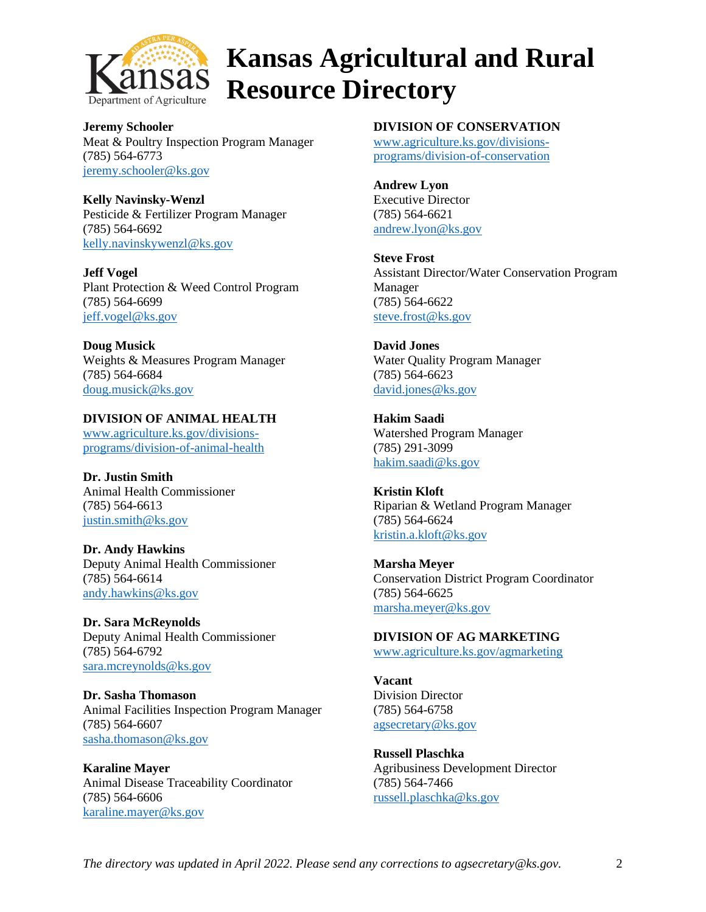# Kansas Agricultural and Rural Resource Directory

**Jeremy Schooler**
Meat & Poultry Inspection Program Manager
(785) 564-6773
jeremy.schooler@ks.gov

**Kelly Navinsky-Wenzl**
Pesticide & Fertilizer Program Manager
(785) 564-6692
kelly.navinskywenzl@ks.gov

**Jeff Vogel**
Plant Protection & Weed Control Program
(785) 564-6699
jeff.vogel@ks.gov

**Doug Musick**
Weights & Measures Program Manager
(785) 564-6684
doug.musick@ks.gov

## DIVISION OF ANIMAL HEALTH

www.agriculture.ks.gov/divisions-programs/division-of-animal-health

**Dr. Justin Smith**
Animal Health Commissioner
(785) 564-6613
justin.smith@ks.gov

**Dr. Andy Hawkins**
Deputy Animal Health Commissioner
(785) 564-6614
andy.hawkins@ks.gov

**Dr. Sara McReynolds**
Deputy Animal Health Commissioner
(785) 564-6792
sara.mcreynolds@ks.gov

**Dr. Sasha Thomason**
Animal Facilities Inspection Program Manager
(785) 564-6607
sasha.thomason@ks.gov

**Karaline Mayer**
Animal Disease Traceability Coordinator
(785) 564-6606
karaline.mayer@ks.gov

## DIVISION OF CONSERVATION

www.agriculture.ks.gov/divisions-programs/division-of-conservation

**Andrew Lyon**
Executive Director
(785) 564-6621
andrew.lyon@ks.gov

**Steve Frost**
Assistant Director/Water Conservation Program Manager
(785) 564-6622
steve.frost@ks.gov

**David Jones**
Water Quality Program Manager
(785) 564-6623
david.jones@ks.gov

**Hakim Saadi**
Watershed Program Manager
(785) 291-3099
hakim.saadi@ks.gov

**Kristin Kloft**
Riparian & Wetland Program Manager
(785) 564-6624
kristin.a.kloft@ks.gov

**Marsha Meyer**
Conservation District Program Coordinator
(785) 564-6625
marsha.meyer@ks.gov

## DIVISION OF AG MARKETING

www.agriculture.ks.gov/agmarketing

**Vacant**
Division Director
(785) 564-6758
agsecretary@ks.gov

**Russell Plaschka**
Agribusiness Development Director
(785) 564-7466
russell.plaschka@ks.gov

*The directory was updated in April 2022. Please send any corrections to agsecretary@ks.gov.*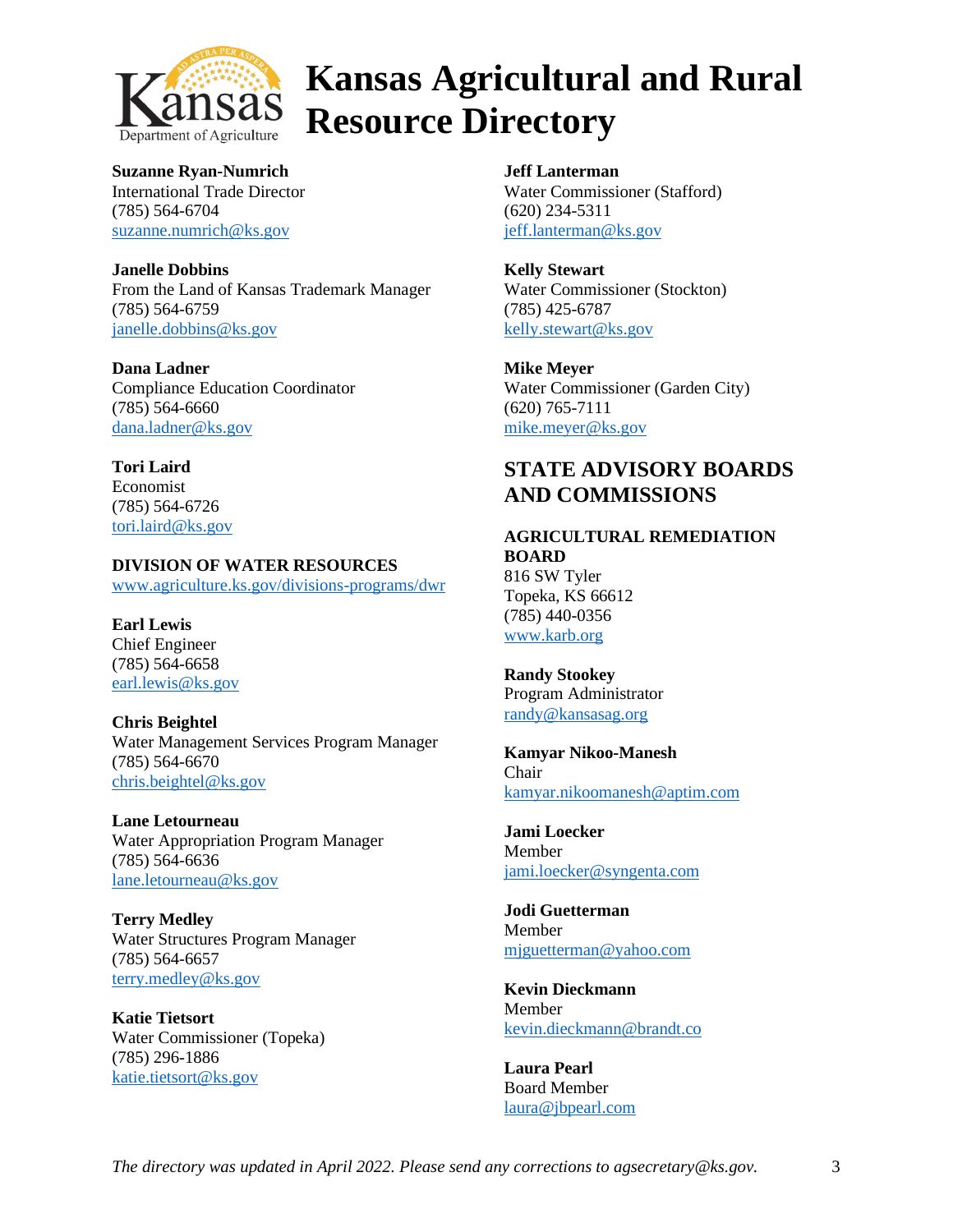**Suzanne Ryan-Numrich**
International Trade Director
(785) 564-6704
suzanne.numrich@ks.gov

**Janelle Dobbins**
From the Land of Kansas Trademark Manager
(785) 564-6759
janelle.dobbins@ks.gov

**Dana Ladner**
Compliance Education Coordinator
(785) 564-6660
dana.ladner@ks.gov

**Tori Laird**
Economist
(785) 564-6726
tori.laird@ks.gov

**DIVISION OF WATER RESOURCES**
www.agriculture.ks.gov/divisions-programs/dwr

**Earl Lewis**
Chief Engineer
(785) 564-6658
earl.lewis@ks.gov

**Chris Beightel**
Water Management Services Program Manager
(785) 564-6670
chris.beightel@ks.gov

**Lane Letourneau**
Water Appropriation Program Manager
(785) 564-6636
lane.letourneau@ks.gov

**Terry Medley**
Water Structures Program Manager
(785) 564-6657
terry.medley@ks.gov

**Katie Tietsort**
Water Commissioner (Topeka)
(785) 296-1886
katie.tietsort@ks.gov

**Jeff Lanterman**
Water Commissioner (Stafford)
(620) 234-5311
jeff.lanterman@ks.gov

**Kelly Stewart**
Water Commissioner (Stockton)
(785) 425-6787
kelly.stewart@ks.gov

**Mike Meyer**
Water Commissioner (Garden City)
(620) 765-7111
mike.meyer@ks.gov

## STATE ADVISORY BOARDS AND COMMISSIONS

**AGRICULTURAL REMEDIATION BOARD**
816 SW Tyler
Topeka, KS 66612
(785) 440-0356
www.karb.org

**Randy Stookey**
Program Administrator
randy@kansasag.org

**Kamyar Nikoo-Manesh**
Chair
kamyar.nikoomanesh@aptim.com

**Jami Loecker**
Member
jami.loecker@syngenta.com

**Jodi Guetterman**
Member
mjguetterman@yahoo.com

**Kevin Dieckmann**
Member
kevin.dieckmann@brandt.co

**Laura Pearl**
Board Member
laura@jbpearl.com

*The directory was updated in April 2022. Please send any corrections to agsecretary@ks.gov.*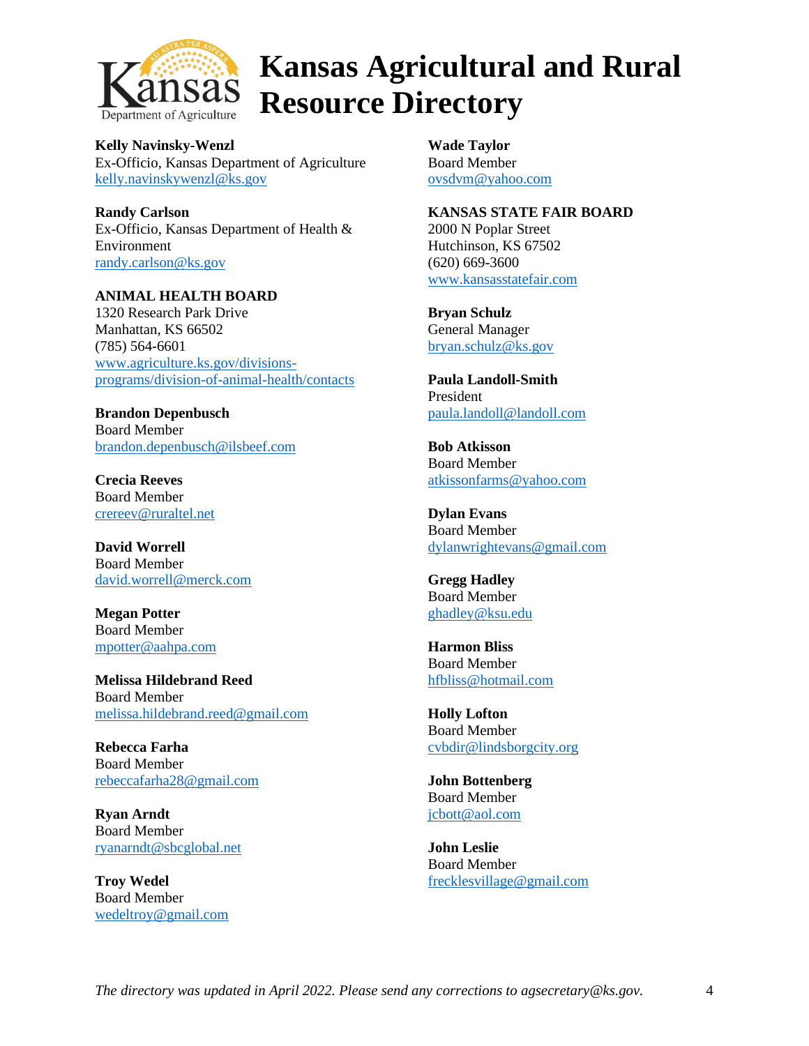# Kansas Agricultural and Rural Resource Directory

**Kelly Navinsky-Wenzl**
Ex-Officio, Kansas Department of Agriculture
kelly.navinskywenzl@ks.gov

**Randy Carlson**
Ex-Officio, Kansas Department of Health & Environment
randy.carlson@ks.gov

**ANIMAL HEALTH BOARD**
1320 Research Park Drive
Manhattan, KS 66502
(785) 564-6601
www.agriculture.ks.gov/divisions-programs/division-of-animal-health/contacts

**Brandon Depenbusch**
Board Member
brandon.depenbusch@ilsbeef.com

**Crecia Reeves**
Board Member
crereev@ruraltel.net

**David Worrell**
Board Member
david.worrell@merck.com

**Megan Potter**
Board Member
mpotter@aahpa.com

**Melissa Hildebrand Reed**
Board Member
melissa.hildebrand.reed@gmail.com

**Rebecca Farha**
Board Member
rebeccafarha28@gmail.com

**Ryan Arndt**
Board Member
ryanarndt@sbcglobal.net

**Troy Wedel**
Board Member
wedeltroy@gmail.com

**Wade Taylor**
Board Member
ovsdvm@yahoo.com

**KANSAS STATE FAIR BOARD**
2000 N Poplar Street
Hutchinson, KS 67502
(620) 669-3600
www.kansasstatefair.com

**Bryan Schulz**
General Manager
bryan.schulz@ks.gov

**Paula Landoll-Smith**
President
paula.landoll@landoll.com

**Bob Atkisson**
Board Member
atkissonfarms@yahoo.com

**Dylan Evans**
Board Member
dylanwrightevans@gmail.com

**Gregg Hadley**
Board Member
ghadley@ksu.edu

**Harmon Bliss**
Board Member
hfbliss@hotmail.com

**Holly Lofton**
Board Member
cvbdir@lindsborgcity.org

**John Bottenberg**
Board Member
jcbott@aol.com

**John Leslie**
Board Member
frecklesvillage@gmail.com

*The directory was updated in April 2022. Please send any corrections to agsecretary@ks.gov.*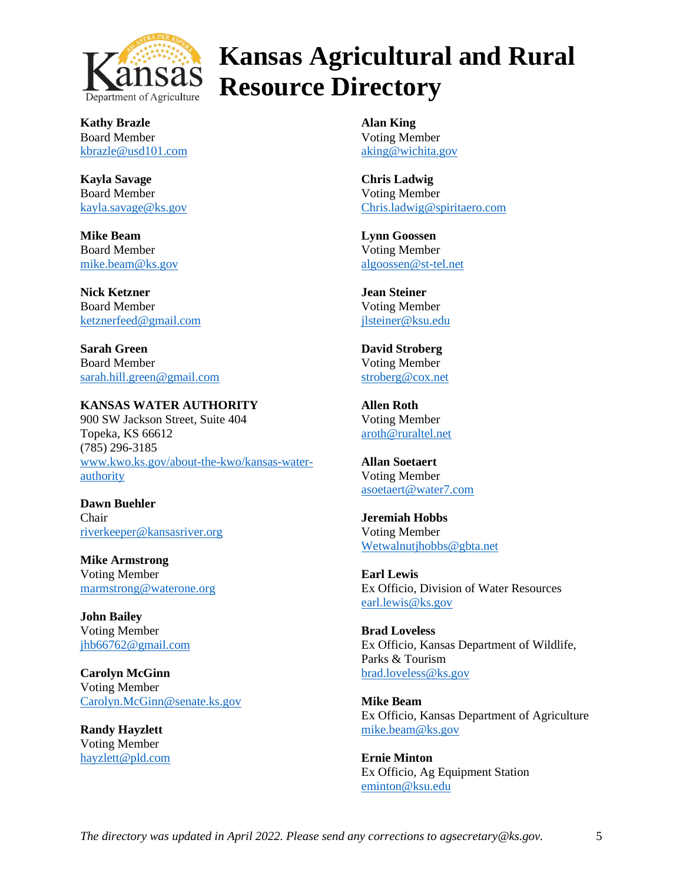# Kansas Agricultural and Rural Resource Directory

**Kathy Brazle**
Board Member
kbrazle@usd101.com

**Kayla Savage**
Board Member
kayla.savage@ks.gov

**Mike Beam**
Board Member
mike.beam@ks.gov

**Nick Ketzner**
Board Member
ketznerfeed@gmail.com

**Sarah Green**
Board Member
sarah.hill.green@gmail.com

**KANSAS WATER AUTHORITY**
900 SW Jackson Street, Suite 404
Topeka, KS 66612
(785) 296-3185
www.kwo.ks.gov/about-the-kwo/kansas-water-authority

**Dawn Buehler**
Chair
riverkeeper@kansasriver.org

**Mike Armstrong**
Voting Member
marmstrong@waterone.org

**John Bailey**
Voting Member
jhb66762@gmail.com

**Carolyn McGinn**
Voting Member
Carolyn.McGinn@senate.ks.gov

**Randy Hayzlett**
Voting Member
hayzlett@pld.com

**Alan King**
Voting Member
aking@wichita.gov

**Chris Ladwig**
Voting Member
Chris.ladwig@spiritaero.com

**Lynn Goossen**
Voting Member
algoossen@st-tel.net

**Jean Steiner**
Voting Member
jlsteiner@ksu.edu

**David Stroberg**
Voting Member
stroberg@cox.net

**Allen Roth**
Voting Member
aroth@ruraltel.net

**Allan Soetaert**
Voting Member
asoetaert@water7.com

**Jeremiah Hobbs**
Voting Member
Wetwalnutjhobbs@gbta.net

**Earl Lewis**
Ex Officio, Division of Water Resources
earl.lewis@ks.gov

**Brad Loveless**
Ex Officio, Kansas Department of Wildlife, Parks & Tourism
brad.loveless@ks.gov

**Mike Beam**
Ex Officio, Kansas Department of Agriculture
mike.beam@ks.gov

**Ernie Minton**
Ex Officio, Ag Equipment Station
eminton@ksu.edu

*The directory was updated in April 2022. Please send any corrections to agsecretary@ks.gov.*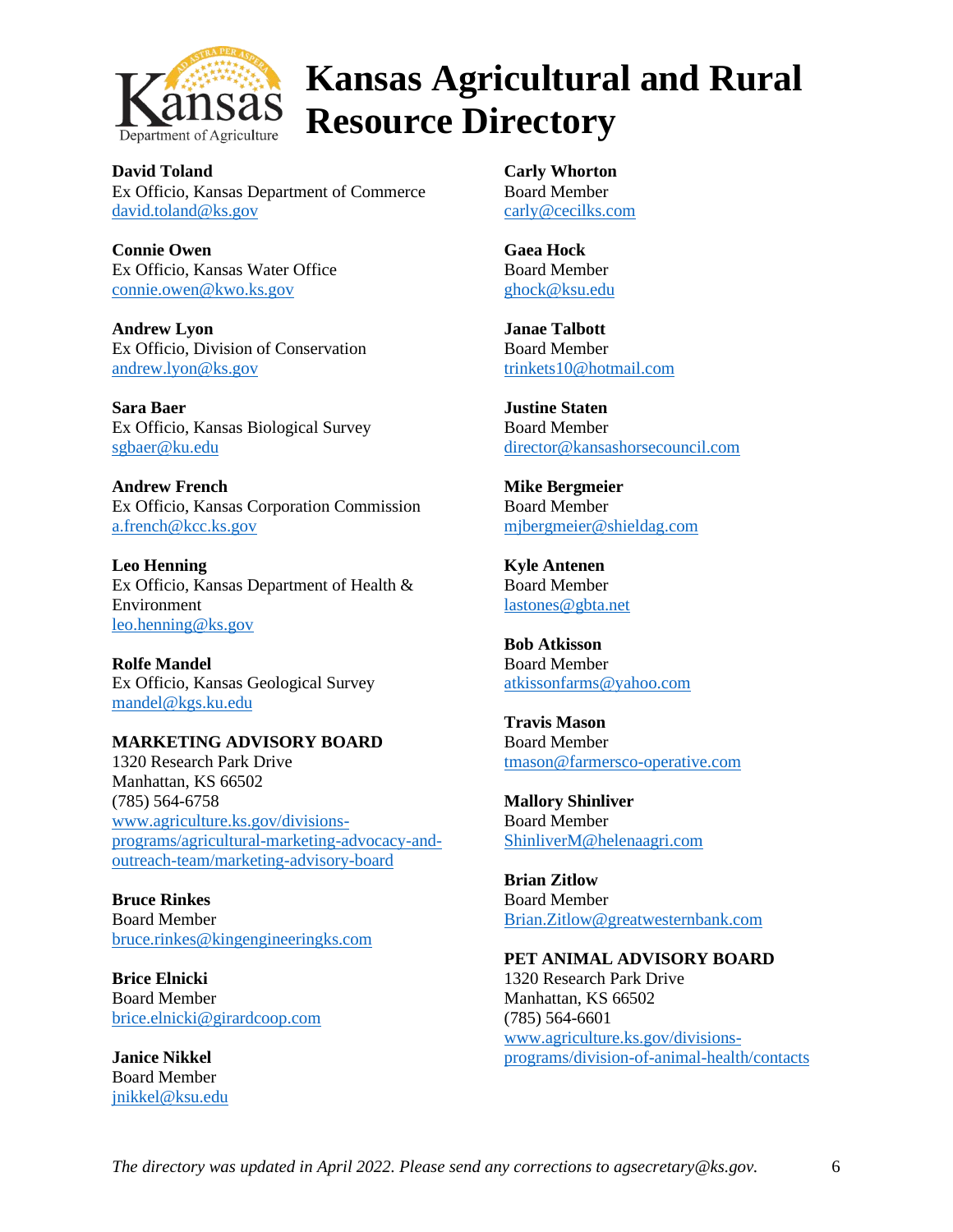# Kansas Agricultural and Rural Resource Directory

**David Toland**
Ex Officio, Kansas Department of Commerce
david.toland@ks.gov

**Connie Owen**
Ex Officio, Kansas Water Office
connie.owen@kwo.ks.gov

**Andrew Lyon**
Ex Officio, Division of Conservation
andrew.lyon@ks.gov

**Sara Baer**
Ex Officio, Kansas Biological Survey
sgbaer@ku.edu

**Andrew French**
Ex Officio, Kansas Corporation Commission
a.french@kcc.ks.gov

**Leo Henning**
Ex Officio, Kansas Department of Health & Environment
leo.henning@ks.gov

**Rolfe Mandel**
Ex Officio, Kansas Geological Survey
mandel@kgs.ku.edu

**MARKETING ADVISORY BOARD**
1320 Research Park Drive
Manhattan, KS 66502
(785) 564-6758
www.agriculture.ks.gov/divisions-programs/agricultural-marketing-advocacy-and-outreach-team/marketing-advisory-board

**Bruce Rinkes**
Board Member
bruce.rinkes@kingengineeringks.com

**Brice Elnicki**
Board Member
brice.elnicki@girardcoop.com

**Janice Nikkel**
Board Member
jnikkel@ksu.edu

**Carly Whorton**
Board Member
carly@cecilks.com

**Gaea Hock**
Board Member
ghock@ksu.edu

**Janae Talbott**
Board Member
trinkets10@hotmail.com

**Justine Staten**
Board Member
director@kansashorsecouncil.com

**Mike Bergmeier**
Board Member
mjbergmeier@shieldag.com

**Kyle Antenen**
Board Member
lastones@gbta.net

**Bob Atkisson**
Board Member
atkissonfarms@yahoo.com

**Travis Mason**
Board Member
tmason@farmersco-operative.com

**Mallory Shinliver**
Board Member
ShinliverM@helenaagri.com

**Brian Zitlow**
Board Member
Brian.Zitlow@greatwesternbank.com

**PET ANIMAL ADVISORY BOARD**
1320 Research Park Drive
Manhattan, KS 66502
(785) 564-6601
www.agriculture.ks.gov/divisions-programs/division-of-animal-health/contacts

*The directory was updated in April 2022. Please send any corrections to agsecretary@ks.gov.*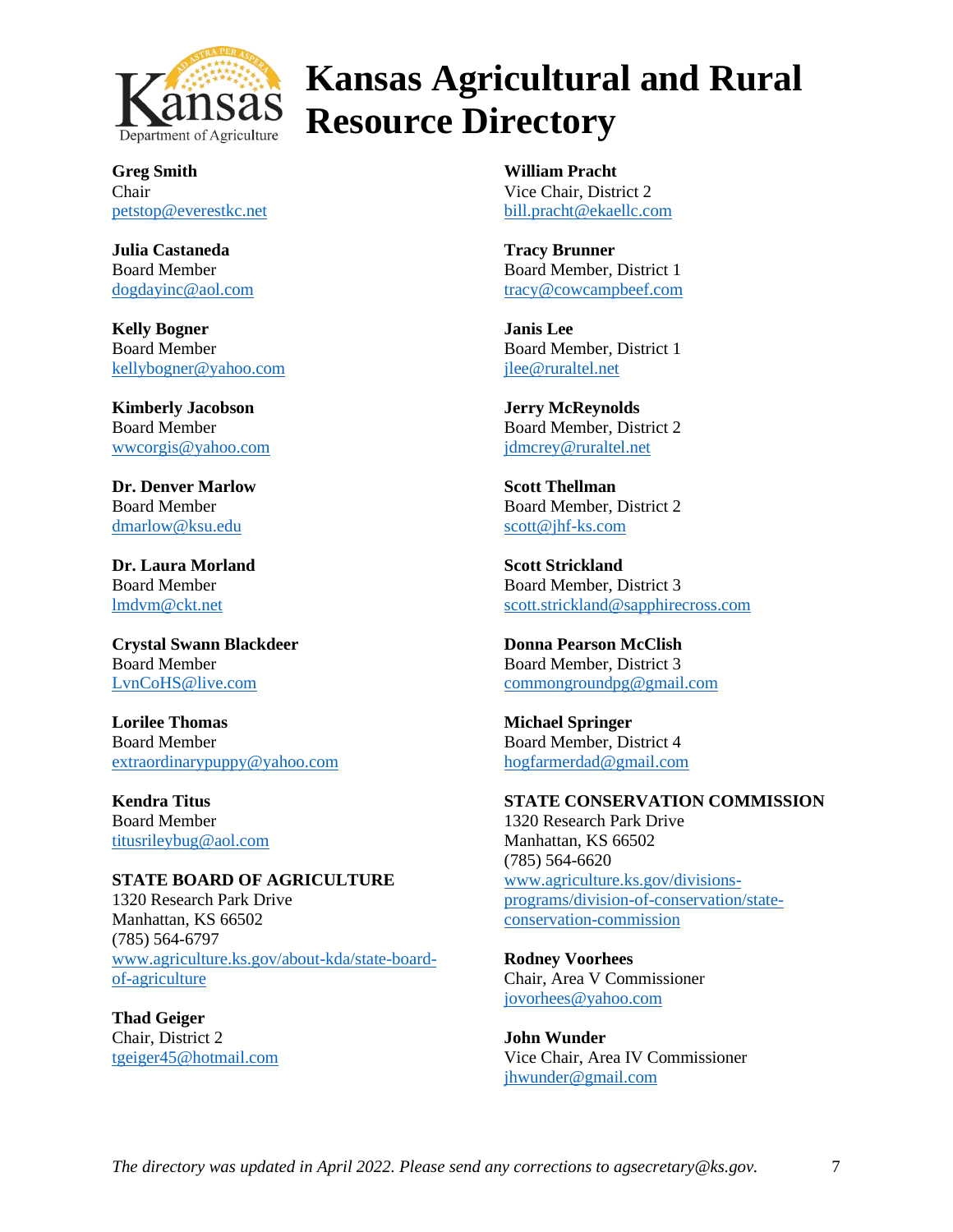# Kansas Agricultural and Rural Resource Directory

**Greg Smith**
Chair
petstop@everestkc.net

**Julia Castaneda**
Board Member
dogdayinc@aol.com

**Kelly Bogner**
Board Member
kellybogner@yahoo.com

**Kimberly Jacobson**
Board Member
wwcorgis@yahoo.com

**Dr. Denver Marlow**
Board Member
dmarlow@ksu.edu

**Dr. Laura Morland**
Board Member
lmdvm@ckt.net

**Crystal Swann Blackdeer**
Board Member
LvnCoHS@live.com

**Lorilee Thomas**
Board Member
extraordinarypuppy@yahoo.com

**Kendra Titus**
Board Member
titusrileybug@aol.com

**STATE BOARD OF AGRICULTURE**
1320 Research Park Drive
Manhattan, KS 66502
(785) 564-6797
www.agriculture.ks.gov/about-kda/state-board-of-agriculture

**Thad Geiger**
Chair, District 2
tgeiger45@hotmail.com

**William Pracht**
Vice Chair, District 2
bill.pracht@ekaellc.com

**Tracy Brunner**
Board Member, District 1
tracy@cowcampbeef.com

**Janis Lee**
Board Member, District 1
jlee@ruraltel.net

**Jerry McReynolds**
Board Member, District 2
jdmcrey@ruraltel.net

**Scott Thellman**
Board Member, District 2
scott@jhf-ks.com

**Scott Strickland**
Board Member, District 3
scott.strickland@sapphirecross.com

**Donna Pearson McClish**
Board Member, District 3
commongroundpg@gmail.com

**Michael Springer**
Board Member, District 4
hogfarmerdad@gmail.com

**STATE CONSERVATION COMMISSION**
1320 Research Park Drive
Manhattan, KS 66502
(785) 564-6620
www.agriculture.ks.gov/divisions-programs/division-of-conservation/state-conservation-commission

**Rodney Voorhees**
Chair, Area V Commissioner
jovorhees@yahoo.com

**John Wunder**
Vice Chair, Area IV Commissioner
jhwunder@gmail.com

*The directory was updated in April 2022. Please send any corrections to agsecretary@ks.gov.*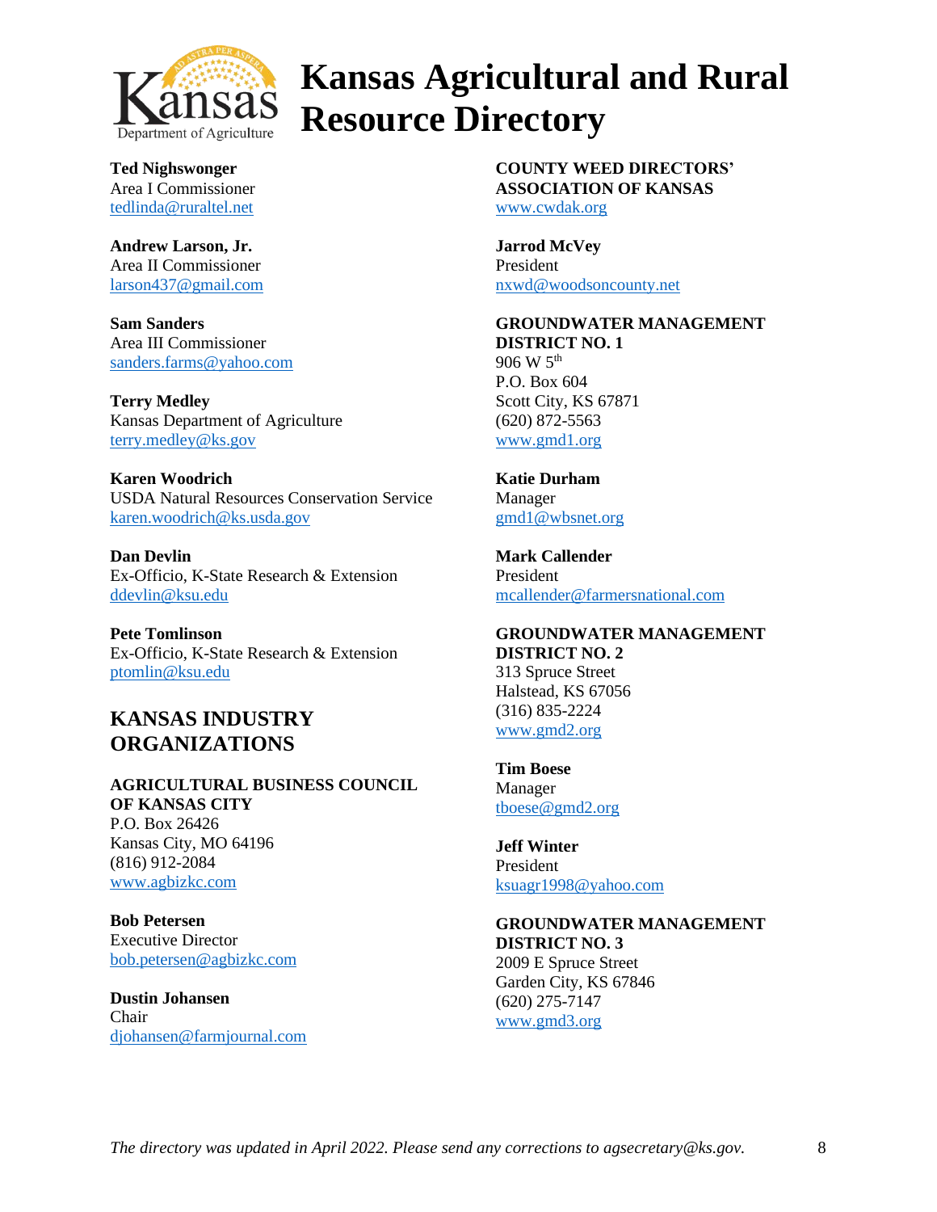# Kansas Agricultural and Rural Resource Directory

**Ted Nighswonger**
Area I Commissioner
tedlinda@ruraltel.net

**Andrew Larson, Jr.**
Area II Commissioner
larson437@gmail.com

**Sam Sanders**
Area III Commissioner
sanders.farms@yahoo.com

**Terry Medley**
Kansas Department of Agriculture
terry.medley@ks.gov

**Karen Woodrich**
USDA Natural Resources Conservation Service
karen.woodrich@ks.usda.gov

**Dan Devlin**
Ex-Officio, K-State Research & Extension
ddevlin@ksu.edu

**Pete Tomlinson**
Ex-Officio, K-State Research & Extension
ptomlin@ksu.edu

## KANSAS INDUSTRY ORGANIZATIONS

**AGRICULTURAL BUSINESS COUNCIL OF KANSAS CITY**
P.O. Box 26426
Kansas City, MO 64196
(816) 912-2084
www.agbizkc.com

**Bob Petersen**
Executive Director
bob.petersen@agbizkc.com

**Dustin Johansen**
Chair
djohansen@farmjournal.com

**COUNTY WEED DIRECTORS' ASSOCIATION OF KANSAS**
www.cwdak.org

**Jarrod McVey**
President
nxwd@woodsoncounty.net

**GROUNDWATER MANAGEMENT DISTRICT NO. 1**
906 W 5th
P.O. Box 604
Scott City, KS 67871
(620) 872-5563
www.gmd1.org

**Katie Durham**
Manager
gmd1@wbsnet.org

**Mark Callender**
President
mcallender@farmersnational.com

**GROUNDWATER MANAGEMENT DISTRICT NO. 2**
313 Spruce Street
Halstead, KS 67056
(316) 835-2224
www.gmd2.org

**Tim Boese**
Manager
tboese@gmd2.org

**Jeff Winter**
President
ksuagr1998@yahoo.com

**GROUNDWATER MANAGEMENT DISTRICT NO. 3**
2009 E Spruce Street
Garden City, KS 67846
(620) 275-7147
www.gmd3.org

*The directory was updated in April 2022. Please send any corrections to agsecretary@ks.gov.*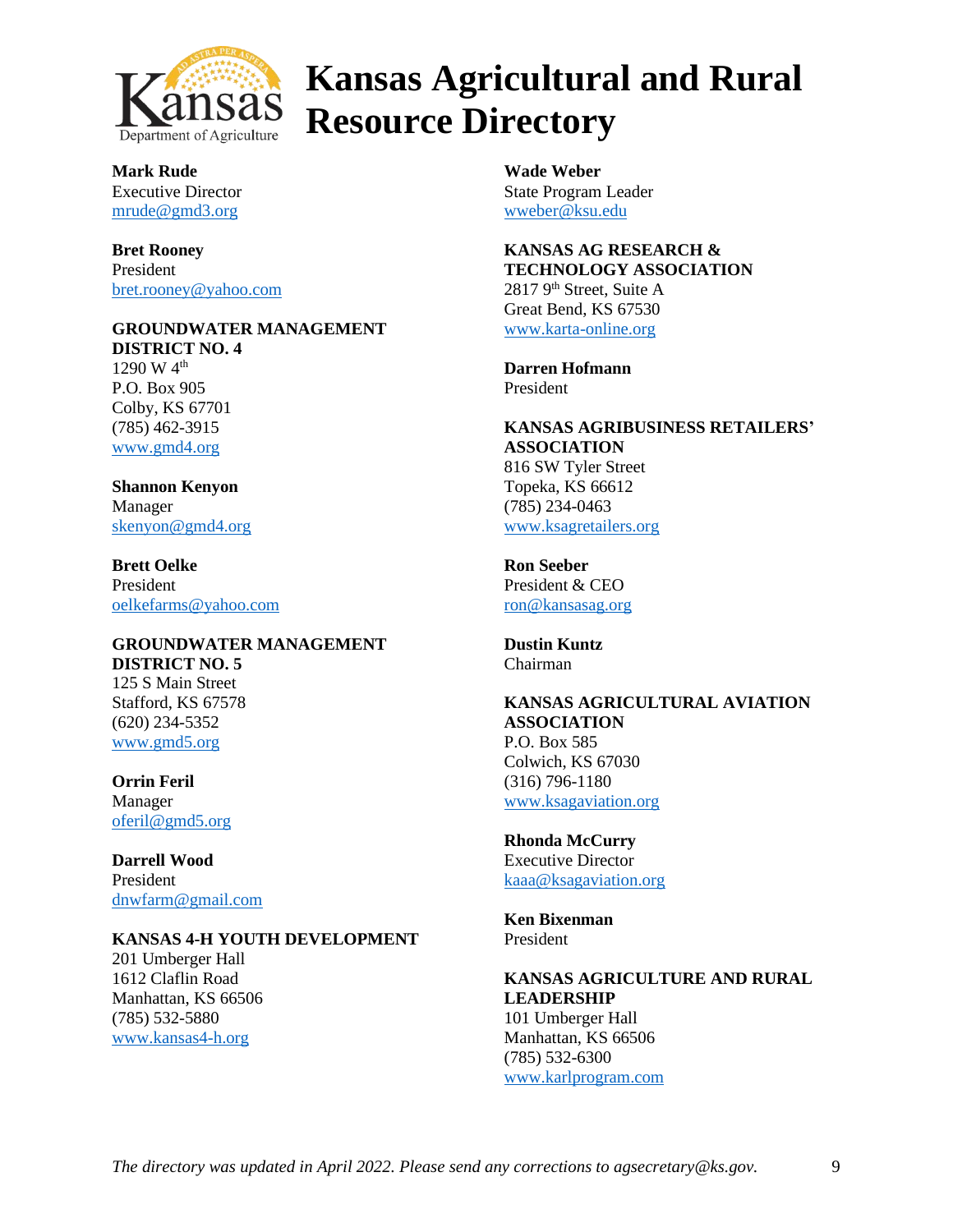# Kansas Agricultural and Rural Resource Directory

**Mark Rude**
Executive Director
mrude@gmd3.org

**Bret Rooney**
President
bret.rooney@yahoo.com

**GROUNDWATER MANAGEMENT DISTRICT NO. 4**
1290 W 4th
P.O. Box 905
Colby, KS 67701
(785) 462-3915
www.gmd4.org

**Shannon Kenyon**
Manager
skenyon@gmd4.org

**Brett Oelke**
President
oelkefarms@yahoo.com

**GROUNDWATER MANAGEMENT DISTRICT NO. 5**
125 S Main Street
Stafford, KS 67578
(620) 234-5352
www.gmd5.org

**Orrin Feril**
Manager
oferil@gmd5.org

**Darrell Wood**
President
dnwfarm@gmail.com

**KANSAS 4-H YOUTH DEVELOPMENT**
201 Umberger Hall
1612 Claflin Road
Manhattan, KS 66506
(785) 532-5880
www.kansas4-h.org

**Wade Weber**
State Program Leader
wweber@ksu.edu

**KANSAS AG RESEARCH & TECHNOLOGY ASSOCIATION**
2817 9th Street, Suite A
Great Bend, KS 67530
www.karta-online.org

**Darren Hofmann**
President

**KANSAS AGRIBUSINESS RETAILERS' ASSOCIATION**
816 SW Tyler Street
Topeka, KS 66612
(785) 234-0463
www.ksagretailers.org

**Ron Seeber**
President & CEO
ron@kansasag.org

**Dustin Kuntz**
Chairman

**KANSAS AGRICULTURAL AVIATION ASSOCIATION**
P.O. Box 585
Colwich, KS 67030
(316) 796-1180
www.ksagaviation.org

**Rhonda McCurry**
Executive Director
kaaa@ksagaviation.org

**Ken Bixenman**
President

**KANSAS AGRICULTURE AND RURAL LEADERSHIP**
101 Umberger Hall
Manhattan, KS 66506
(785) 532-6300
www.karlprogram.com

*The directory was updated in April 2022. Please send any corrections to agsecretary@ks.gov.*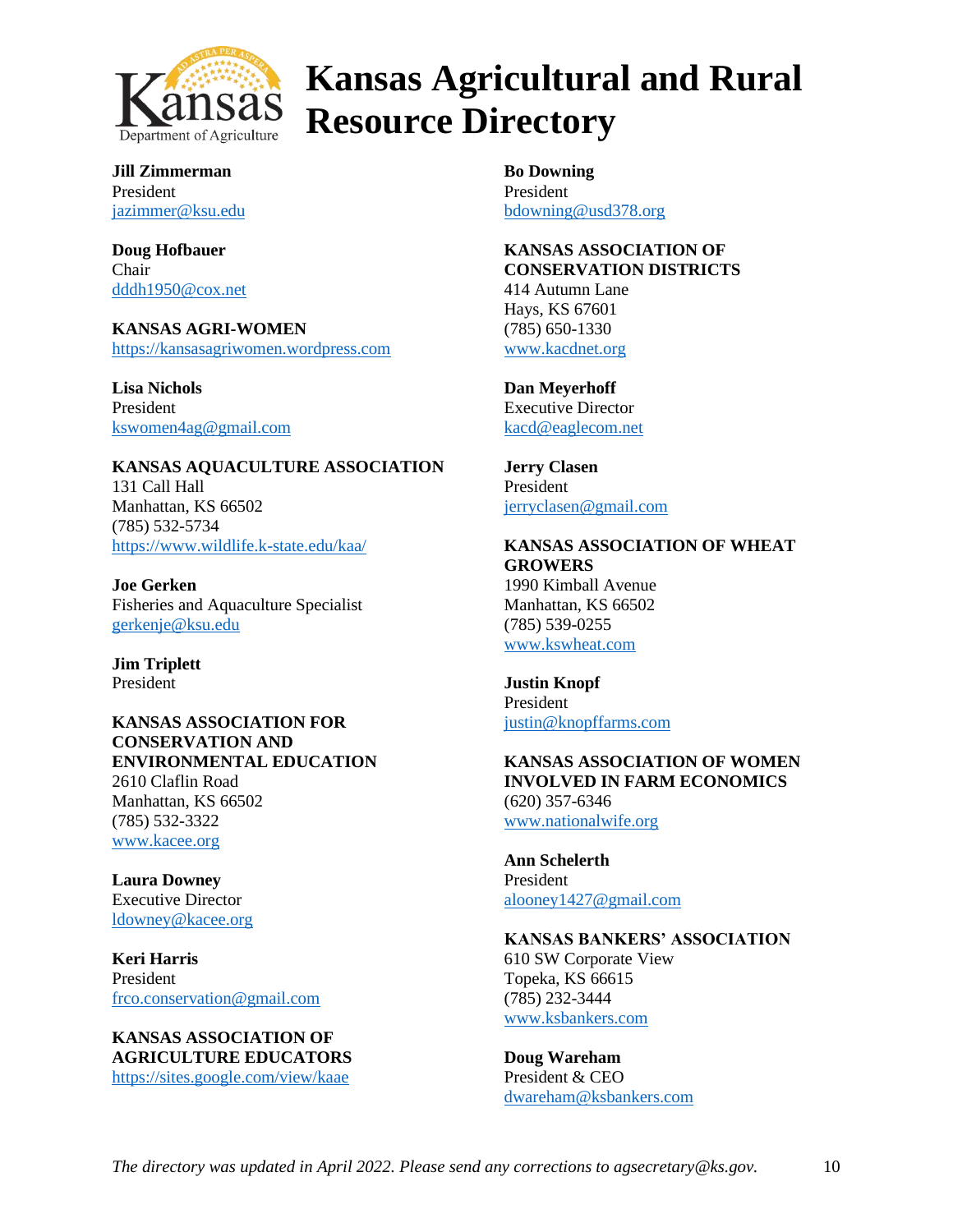# Kansas Agricultural and Rural Resource Directory

**Jill Zimmerman**
President
jazimmer@ksu.edu

**Doug Hofbauer**
Chair
dddh1950@cox.net

**KANSAS AGRI-WOMEN**
https://kansasagriwomen.wordpress.com

**Lisa Nichols**
President
kswomen4ag@gmail.com

**KANSAS AQUACULTURE ASSOCIATION**
131 Call Hall
Manhattan, KS 66502
(785) 532-5734
https://www.wildlife.k-state.edu/kaa/

**Joe Gerken**
Fisheries and Aquaculture Specialist
gerkenje@ksu.edu

**Jim Triplett**
President

**KANSAS ASSOCIATION FOR CONSERVATION AND ENVIRONMENTAL EDUCATION**
2610 Claflin Road
Manhattan, KS 66502
(785) 532-3322
www.kacee.org

**Laura Downey**
Executive Director
ldowney@kacee.org

**Keri Harris**
President
frco.conservation@gmail.com

**KANSAS ASSOCIATION OF AGRICULTURE EDUCATORS**
https://sites.google.com/view/kaae

**Bo Downing**
President
bdowning@usd378.org

**KANSAS ASSOCIATION OF CONSERVATION DISTRICTS**
414 Autumn Lane
Hays, KS 67601
(785) 650-1330
www.kacdnet.org

**Dan Meyerhoff**
Executive Director
kacd@eaglecom.net

**Jerry Clasen**
President
jerryclasen@gmail.com

**KANSAS ASSOCIATION OF WHEAT GROWERS**
1990 Kimball Avenue
Manhattan, KS 66502
(785) 539-0255
www.kswheat.com

**Justin Knopf**
President
justin@knopffarms.com

**KANSAS ASSOCIATION OF WOMEN INVOLVED IN FARM ECONOMICS**
(620) 357-6346
www.nationalwife.org

**Ann Schelerth**
President
alooney1427@gmail.com

**KANSAS BANKERS' ASSOCIATION**
610 SW Corporate View
Topeka, KS 66615
(785) 232-3444
www.ksbankers.com

**Doug Wareham**
President & CEO
dwareham@ksbankers.com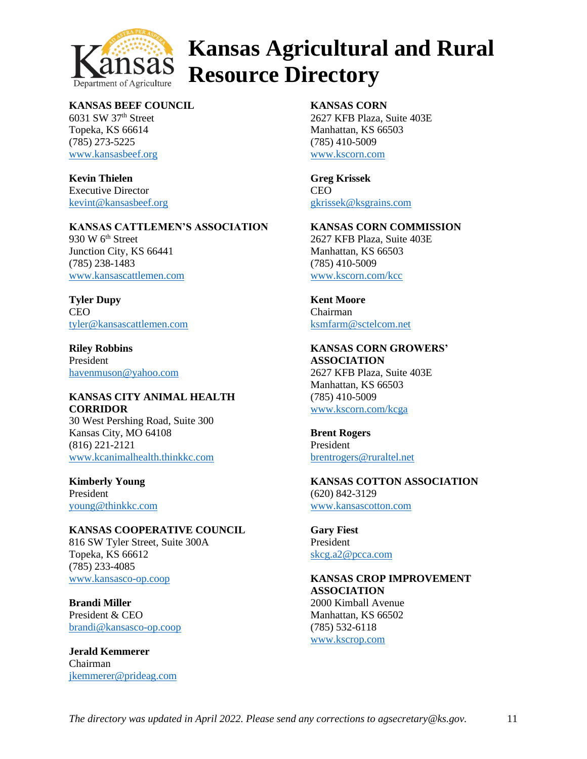# Kansas Agricultural and Rural Resource Directory

**KANSAS BEEF COUNCIL**
6031 SW 37th Street
Topeka, KS 66614
(785) 273-5225
www.kansasbeef.org

**Kevin Thielen**
Executive Director
kevint@kansasbeef.org

**KANSAS CATTLEMEN'S ASSOCIATION**
930 W 6th Street
Junction City, KS 66441
(785) 238-1483
www.kansascattlemen.com

**Tyler Dupy**
CEO
tyler@kansascattlemen.com

**Riley Robbins**
President
havenmuson@yahoo.com

**KANSAS CITY ANIMAL HEALTH CORRIDOR**
30 West Pershing Road, Suite 300
Kansas City, MO 64108
(816) 221-2121
www.kcanimalhealth.thinkkc.com

**Kimberly Young**
President
young@thinkkc.com

**KANSAS COOPERATIVE COUNCIL**
816 SW Tyler Street, Suite 300A
Topeka, KS 66612
(785) 233-4085
www.kansasco-op.coop

**Brandi Miller**
President & CEO
brandi@kansasco-op.coop

**Jerald Kemmerer**
Chairman
jkemmerer@prideag.com

**KANSAS CORN**
2627 KFB Plaza, Suite 403E
Manhattan, KS 66503
(785) 410-5009
www.kscorn.com

**Greg Krissek**
CEO
gkrissek@ksgrains.com

**KANSAS CORN COMMISSION**
2627 KFB Plaza, Suite 403E
Manhattan, KS 66503
(785) 410-5009
www.kscorn.com/kcc

**Kent Moore**
Chairman
ksmfarm@sctelcom.net

**KANSAS CORN GROWERS' ASSOCIATION**
2627 KFB Plaza, Suite 403E
Manhattan, KS 66503
(785) 410-5009
www.kscorn.com/kcga

**Brent Rogers**
President
brentrogers@ruraltel.net

**KANSAS COTTON ASSOCIATION**
(620) 842-3129
www.kansascotton.com

**Gary Fiest**
President
skcg.a2@pcca.com

**KANSAS CROP IMPROVEMENT ASSOCIATION**
2000 Kimball Avenue
Manhattan, KS 66502
(785) 532-6118
www.kscrop.com

*The directory was updated in April 2022. Please send any corrections to agsecretary@ks.gov.*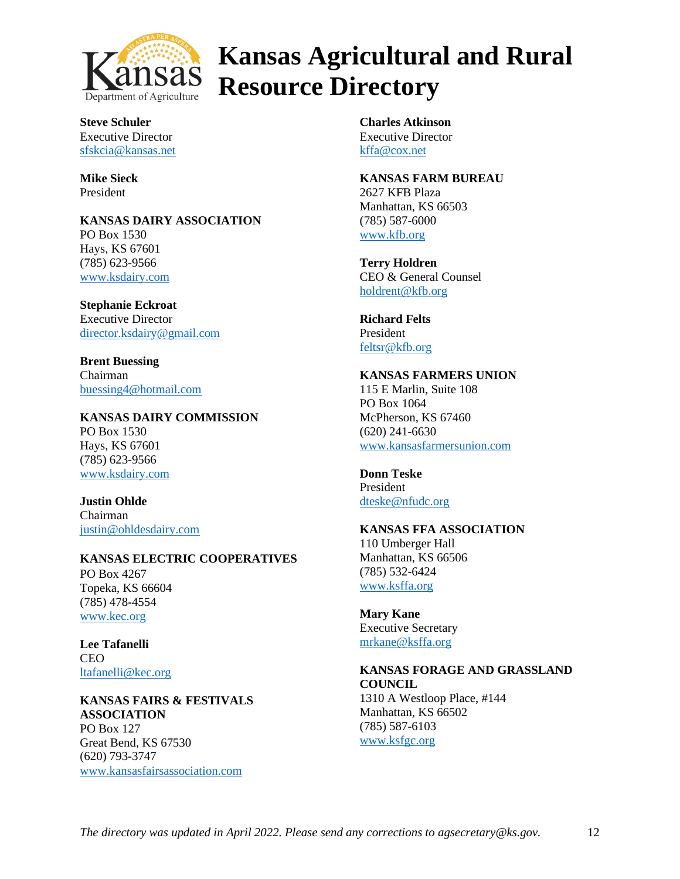# Kansas Agricultural and Rural Resource Directory

**Steve Schuler**
Executive Director
sfskcia@kansas.net

**Mike Sieck**
President

**KANSAS DAIRY ASSOCIATION**
PO Box 1530
Hays, KS 67601
(785) 623-9566
www.ksdairy.com

**Stephanie Eckroat**
Executive Director
director.ksdairy@gmail.com

**Brent Buessing**
Chairman
buessing4@hotmail.com

**KANSAS DAIRY COMMISSION**
PO Box 1530
Hays, KS 67601
(785) 623-9566
www.ksdairy.com

**Justin Ohlde**
Chairman
justin@ohldesdairy.com

**KANSAS ELECTRIC COOPERATIVES**
PO Box 4267
Topeka, KS 66604
(785) 478-4554
www.kec.org

**Lee Tafanelli**
CEO
ltafanelli@kec.org

**KANSAS FAIRS & FESTIVALS ASSOCIATION**
PO Box 127
Great Bend, KS 67530
(620) 793-3747
www.kansasfairsassociation.com

**Charles Atkinson**
Executive Director
kffa@cox.net

**KANSAS FARM BUREAU**
2627 KFB Plaza
Manhattan, KS 66503
(785) 587-6000
www.kfb.org

**Terry Holdren**
CEO & General Counsel
holdrent@kfb.org

**Richard Felts**
President
feltsr@kfb.org

**KANSAS FARMERS UNION**
115 E Marlin, Suite 108
PO Box 1064
McPherson, KS 67460
(620) 241-6630
www.kansasfarmersunion.com

**Donn Teske**
President
dteske@nfudc.org

**KANSAS FFA ASSOCIATION**
110 Umberger Hall
Manhattan, KS 66506
(785) 532-6424
www.ksffa.org

**Mary Kane**
Executive Secretary
mrkane@ksffa.org

**KANSAS FORAGE AND GRASSLAND COUNCIL**
1310 A Westloop Place, #144
Manhattan, KS 66502
(785) 587-6103
www.ksfgc.org

*The directory was updated in April 2022. Please send any corrections to agsecretary@ks.gov.*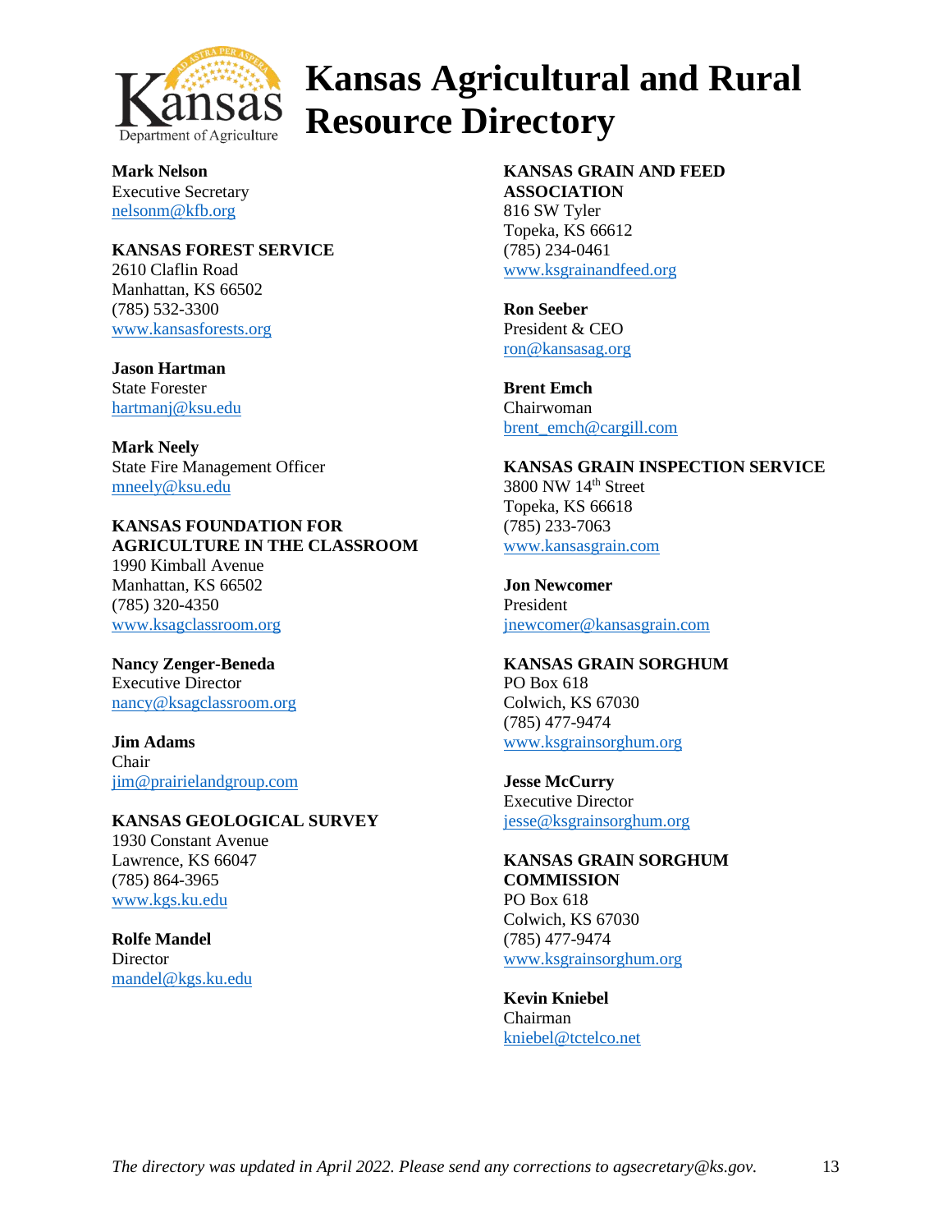# Kansas Agricultural and Rural Resource Directory

**Mark Nelson**
Executive Secretary
nelsonm@kfb.org

**KANSAS FOREST SERVICE**
2610 Claflin Road
Manhattan, KS 66502
(785) 532-3300
www.kansasforests.org

**Jason Hartman**
State Forester
hartmanj@ksu.edu

**Mark Neely**
State Fire Management Officer
mneely@ksu.edu

**KANSAS FOUNDATION FOR AGRICULTURE IN THE CLASSROOM**
1990 Kimball Avenue
Manhattan, KS 66502
(785) 320-4350
www.ksagclassroom.org

**Nancy Zenger-Beneda**
Executive Director
nancy@ksagclassroom.org

**Jim Adams**
Chair
jim@prairielandgroup.com

**KANSAS GEOLOGICAL SURVEY**
1930 Constant Avenue
Lawrence, KS 66047
(785) 864-3965
www.kgs.ku.edu

**Rolfe Mandel**
Director
mandel@kgs.ku.edu

**KANSAS GRAIN AND FEED ASSOCIATION**
816 SW Tyler
Topeka, KS 66612
(785) 234-0461
www.ksgrainandfeed.org

**Ron Seeber**
President & CEO
ron@kansasag.org

**Brent Emch**
Chairwoman
brent_emch@cargill.com

**KANSAS GRAIN INSPECTION SERVICE**
3800 NW 14th Street
Topeka, KS 66618
(785) 233-7063
www.kansasgrain.com

**Jon Newcomer**
President
jnewcomer@kansasgrain.com

**KANSAS GRAIN SORGHUM**
PO Box 618
Colwich, KS 67030
(785) 477-9474
www.ksgrainsorghum.org

**Jesse McCurry**
Executive Director
jesse@ksgrainsorghum.org

**KANSAS GRAIN SORGHUM COMMISSION**
PO Box 618
Colwich, KS 67030
(785) 477-9474
www.ksgrainsorghum.org

**Kevin Kniebel**
Chairman
kniebel@tctelco.net

*The directory was updated in April 2022. Please send any corrections to agsecretary@ks.gov.*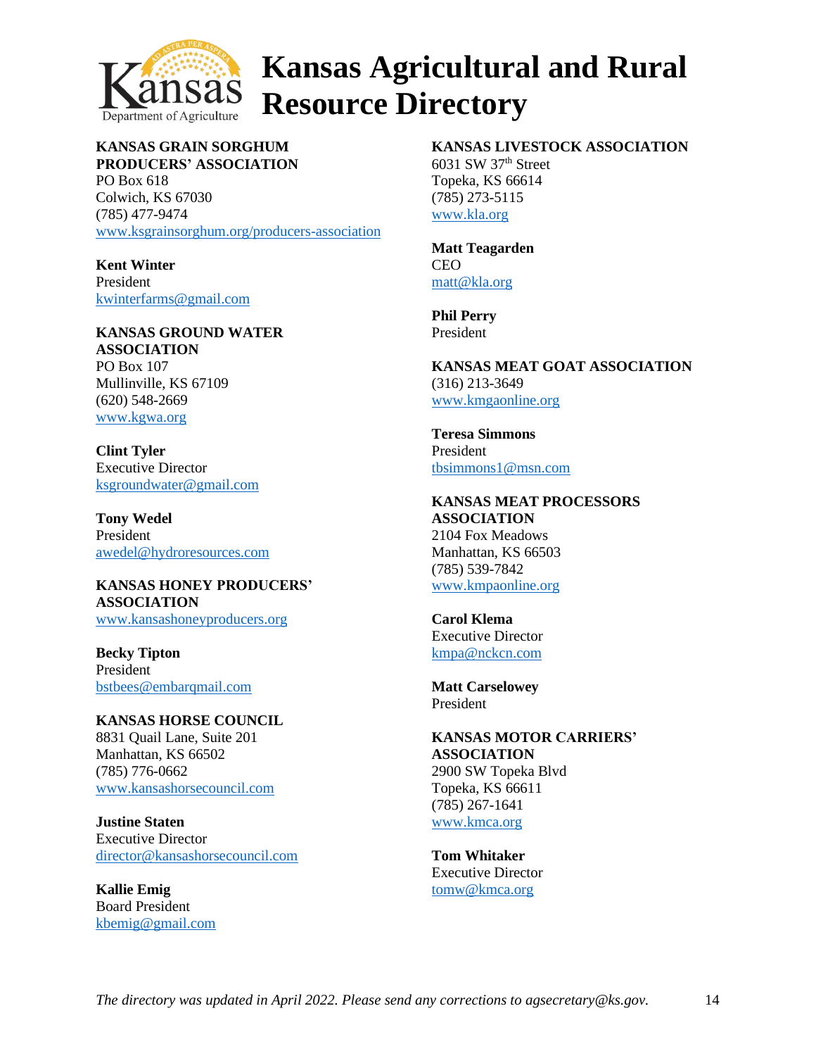# Kansas Agricultural and Rural Resource Directory

**KANSAS GRAIN SORGHUM PRODUCERS' ASSOCIATION**
PO Box 618
Colwich, KS 67030
(785) 477-9474
www.ksgrainsorghum.org/producers-association

**Kent Winter**
President
kwinterfarms@gmail.com

**KANSAS GROUND WATER ASSOCIATION**
PO Box 107
Mullinville, KS 67109
(620) 548-2669
www.kgwa.org

**Clint Tyler**
Executive Director
ksgroundwater@gmail.com

**Tony Wedel**
President
awedel@hydroresources.com

**KANSAS HONEY PRODUCERS' ASSOCIATION**
www.kansashoneyproducers.org

**Becky Tipton**
President
bstbees@embarqmail.com

**KANSAS HORSE COUNCIL**
8831 Quail Lane, Suite 201
Manhattan, KS 66502
(785) 776-0662
www.kansashorsecouncil.com

**Justine Staten**
Executive Director
director@kansashorsecouncil.com

**Kallie Emig**
Board President
kbemig@gmail.com

**KANSAS LIVESTOCK ASSOCIATION**
6031 SW 37th Street
Topeka, KS 66614
(785) 273-5115
www.kla.org

**Matt Teagarden**
CEO
matt@kla.org

**Phil Perry**
President

**KANSAS MEAT GOAT ASSOCIATION**
(316) 213-3649
www.kmgaonline.org

**Teresa Simmons**
President
tbsimmons1@msn.com

**KANSAS MEAT PROCESSORS ASSOCIATION**
2104 Fox Meadows
Manhattan, KS 66503
(785) 539-7842
www.kmpaonline.org

**Carol Klema**
Executive Director
kmpa@nckcn.com

**Matt Carselowey**
President

**KANSAS MOTOR CARRIERS' ASSOCIATION**
2900 SW Topeka Blvd
Topeka, KS 66611
(785) 267-1641
www.kmca.org

**Tom Whitaker**
Executive Director
tomw@kmca.org

*The directory was updated in April 2022. Please send any corrections to agsecretary@ks.gov.*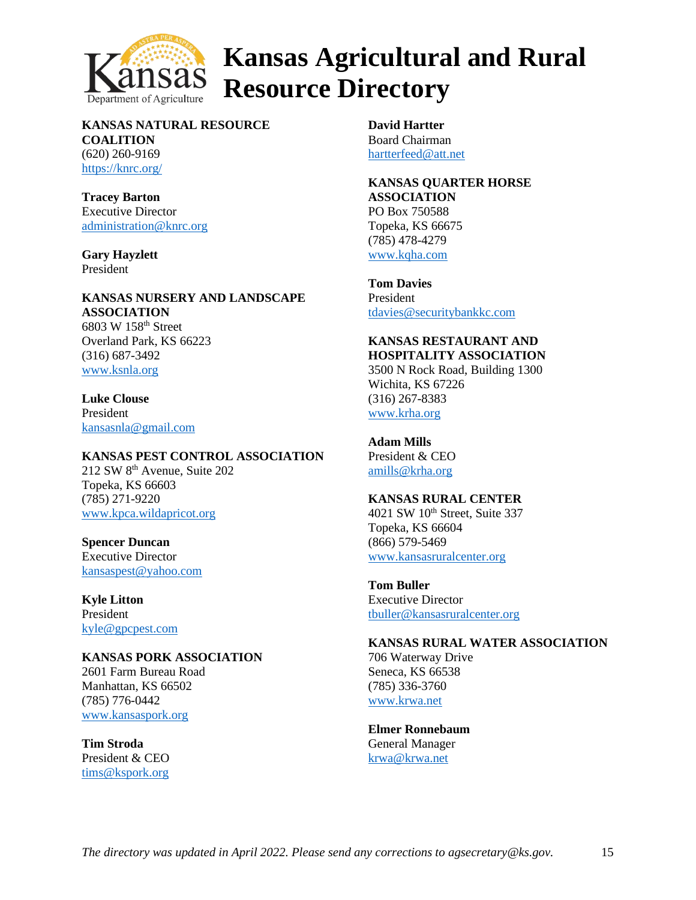# Kansas Agricultural and Rural Resource Directory

**KANSAS NATURAL RESOURCE COALITION**
(620) 260-9169
https://knrc.org/

**Tracey Barton**
Executive Director
administration@knrc.org

**Gary Hayzlett**
President

**David Hartter**
Board Chairman
hartterfeed@att.net

**KANSAS NURSERY AND LANDSCAPE ASSOCIATION**
6803 W 158th Street
Overland Park, KS 66223
(316) 687-3492
www.ksnla.org

**Luke Clouse**
President
kansasnla@gmail.com

**KANSAS PEST CONTROL ASSOCIATION**
212 SW 8th Avenue, Suite 202
Topeka, KS 66603
(785) 271-9220
www.kpca.wildapricot.org

**Spencer Duncan**
Executive Director
kansaspest@yahoo.com

**Kyle Litton**
President
kyle@gpcpest.com

**KANSAS PORK ASSOCIATION**
2601 Farm Bureau Road
Manhattan, KS 66502
(785) 776-0442
www.kansaspork.org

**Tim Stroda**
President & CEO
tims@kspork.org

**KANSAS QUARTER HORSE ASSOCIATION**
PO Box 750588
Topeka, KS 66675
(785) 478-4279
www.kqha.com

**Tom Davies**
President
tdavies@securitybankkc.com

**KANSAS RESTAURANT AND HOSPITALITY ASSOCIATION**
3500 N Rock Road, Building 1300
Wichita, KS 67226
(316) 267-8383
www.krha.org

**Adam Mills**
President & CEO
amills@krha.org

**KANSAS RURAL CENTER**
4021 SW 10th Street, Suite 337
Topeka, KS 66604
(866) 579-5469
www.kansasruralcenter.org

**Tom Buller**
Executive Director
tbuller@kansasruralcenter.org

**KANSAS RURAL WATER ASSOCIATION**
706 Waterway Drive
Seneca, KS 66538
(785) 336-3760
www.krwa.net

**Elmer Ronnebaum**
General Manager
krwa@krwa.net

*The directory was updated in April 2022. Please send any corrections to agsecretary@ks.gov.*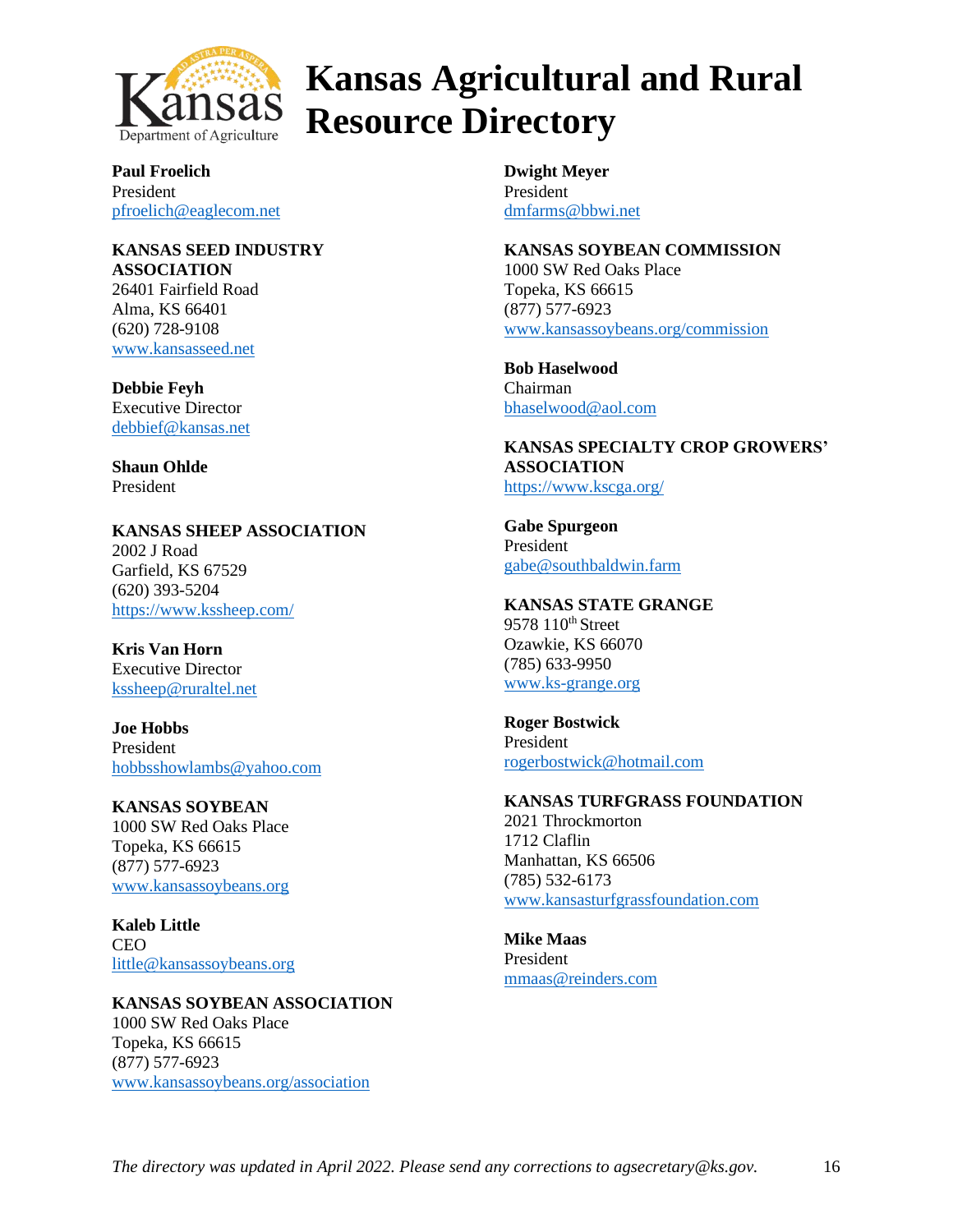**Paul Froelich**
President
pfroelich@eaglecom.net

**KANSAS SEED INDUSTRY ASSOCIATION**
26401 Fairfield Road
Alma, KS 66401
(620) 728-9108
www.kansasseed.net

**Debbie Feyh**
Executive Director
debbief@kansas.net

**Shaun Ohlde**
President

**KANSAS SHEEP ASSOCIATION**
2002 J Road
Garfield, KS 67529
(620) 393-5204
https://www.kssheep.com/

**Kris Van Horn**
Executive Director
kssheep@ruraltel.net

**Joe Hobbs**
President
hobbsshowlambs@yahoo.com

**KANSAS SOYBEAN**
1000 SW Red Oaks Place
Topeka, KS 66615
(877) 577-6923
www.kansassoybeans.org

**Kaleb Little**
CEO
little@kansassoybeans.org

**KANSAS SOYBEAN ASSOCIATION**
1000 SW Red Oaks Place
Topeka, KS 66615
(877) 577-6923
www.kansassoybeans.org/association

**Dwight Meyer**
President
dmfarms@bbwi.net

**KANSAS SOYBEAN COMMISSION**
1000 SW Red Oaks Place
Topeka, KS 66615
(877) 577-6923
www.kansassoybeans.org/commission

**Bob Haselwood**
Chairman
bhaselwood@aol.com

**KANSAS SPECIALTY CROP GROWERS' ASSOCIATION**
https://www.kscga.org/

**Gabe Spurgeon**
President
gabe@southbaldwin.farm

**KANSAS STATE GRANGE**
9578 110th Street
Ozawkie, KS 66070
(785) 633-9950
www.ks-grange.org

**Roger Bostwick**
President
rogerbostwick@hotmail.com

**KANSAS TURFGRASS FOUNDATION**
2021 Throckmorton
1712 Claflin
Manhattan, KS 66506
(785) 532-6173
www.kansasturfgrassfoundation.com

**Mike Maas**
President
mmaas@reinders.com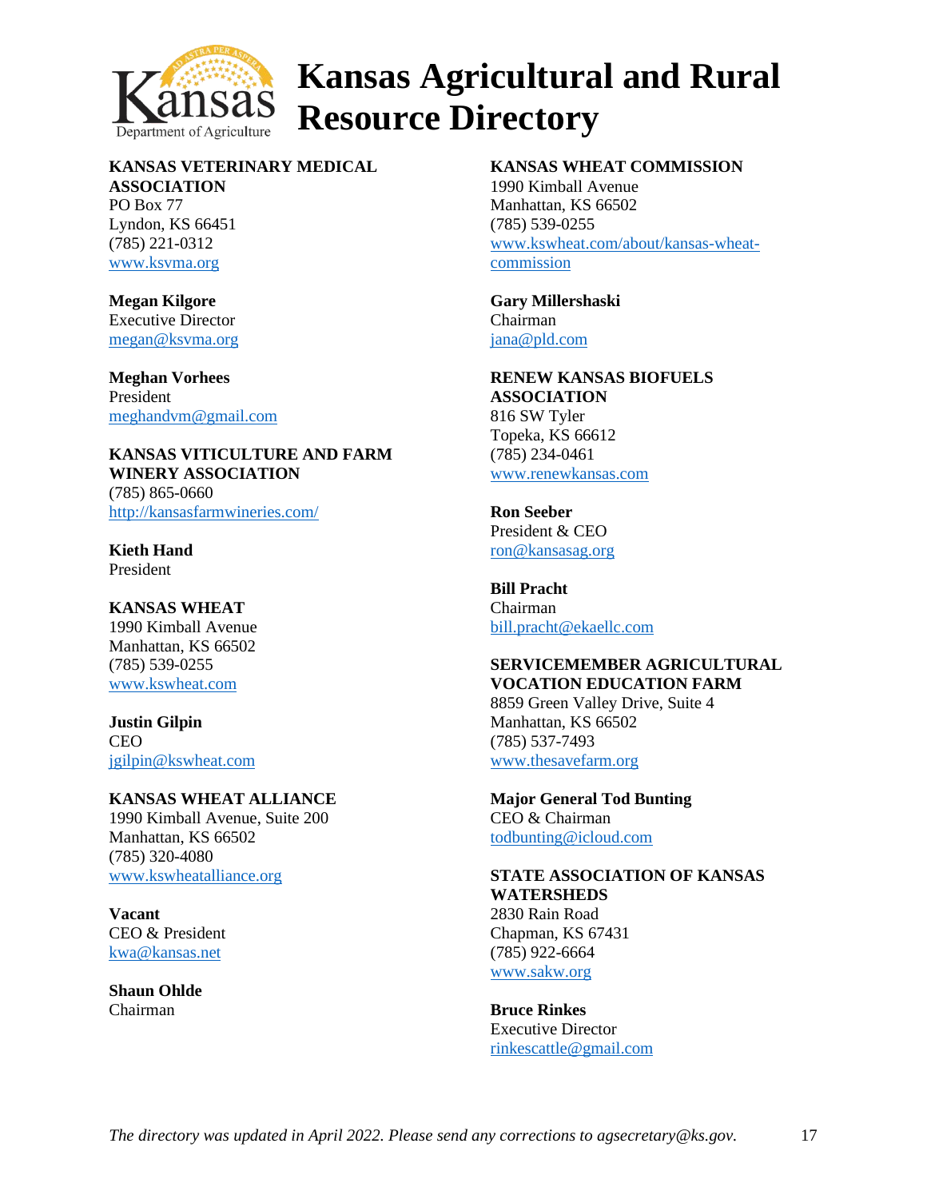# Kansas Agricultural and Rural Resource Directory

**KANSAS VETERINARY MEDICAL ASSOCIATION**
PO Box 77
Lyndon, KS 66451
(785) 221-0312
www.ksvma.org

**Megan Kilgore**
Executive Director
megan@ksvma.org

**Meghan Vorhees**
President
meghandvm@gmail.com

**KANSAS VITICULTURE AND FARM WINERY ASSOCIATION**
(785) 865-0660
http://kansasfarmwineries.com/

**Kieth Hand**
President

**KANSAS WHEAT**
1990 Kimball Avenue
Manhattan, KS 66502
(785) 539-0255
www.kswheat.com

**Justin Gilpin**
CEO
jgilpin@kswheat.com

**KANSAS WHEAT ALLIANCE**
1990 Kimball Avenue, Suite 200
Manhattan, KS 66502
(785) 320-4080
www.kswheatalliance.org

**Vacant**
CEO & President
kwa@kansas.net

**Shaun Ohlde**
Chairman

**KANSAS WHEAT COMMISSION**
1990 Kimball Avenue
Manhattan, KS 66502
(785) 539-0255
www.kswheat.com/about/kansas-wheat-commission

**Gary Millershaski**
Chairman
jana@pld.com

**RENEW KANSAS BIOFUELS ASSOCIATION**
816 SW Tyler
Topeka, KS 66612
(785) 234-0461
www.renewkansas.com

**Ron Seeber**
President & CEO
ron@kansasag.org

**Bill Pracht**
Chairman
bill.pracht@ekaellc.com

**SERVICEMEMBER AGRICULTURAL VOCATION EDUCATION FARM**
8859 Green Valley Drive, Suite 4
Manhattan, KS 66502
(785) 537-7493
www.thesavefarm.org

**Major General Tod Bunting**
CEO & Chairman
todbunting@icloud.com

**STATE ASSOCIATION OF KANSAS WATERSHEDS**
2830 Rain Road
Chapman, KS 67431
(785) 922-6664
www.sakw.org

**Bruce Rinkes**
Executive Director
rinkescattle@gmail.com

*The directory was updated in April 2022. Please send any corrections to agsecretary@ks.gov.*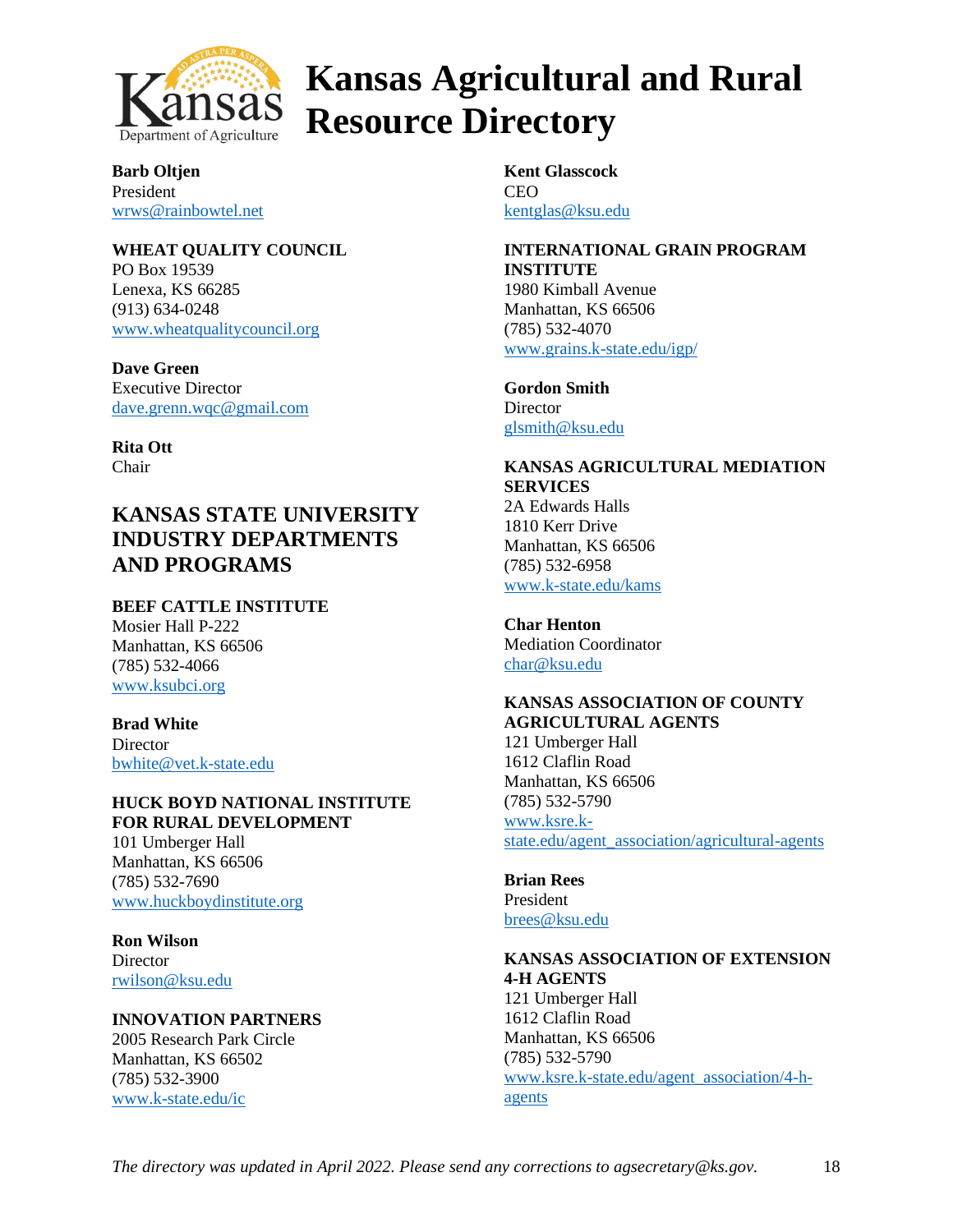**Barb Oltjen**
President
wrws@rainbowtel.net

**WHEAT QUALITY COUNCIL**
PO Box 19539
Lenexa, KS 66285
(913) 634-0248
www.wheatqualitycouncil.org

**Dave Green**
Executive Director
dave.grenn.wqc@gmail.com

**Rita Ott**
Chair

## KANSAS STATE UNIVERSITY INDUSTRY DEPARTMENTS AND PROGRAMS

**BEEF CATTLE INSTITUTE**
Mosier Hall P-222
Manhattan, KS 66506
(785) 532-4066
www.ksubci.org

**Brad White**
Director
bwhite@vet.k-state.edu

**HUCK BOYD NATIONAL INSTITUTE FOR RURAL DEVELOPMENT**
101 Umberger Hall
Manhattan, KS 66506
(785) 532-7690
www.huckboydinstitute.org

**Ron Wilson**
Director
rwilson@ksu.edu

**INNOVATION PARTNERS**
2005 Research Park Circle
Manhattan, KS 66502
(785) 532-3900
www.k-state.edu/ic

**Kent Glasscock**
CEO
kentglas@ksu.edu

**INTERNATIONAL GRAIN PROGRAM INSTITUTE**
1980 Kimball Avenue
Manhattan, KS 66506
(785) 532-4070
www.grains.k-state.edu/igp/

**Gordon Smith**
Director
glsmith@ksu.edu

**KANSAS AGRICULTURAL MEDIATION SERVICES**
2A Edwards Halls
1810 Kerr Drive
Manhattan, KS 66506
(785) 532-6958
www.k-state.edu/kams

**Char Henton**
Mediation Coordinator
char@ksu.edu

**KANSAS ASSOCIATION OF COUNTY AGRICULTURAL AGENTS**
121 Umberger Hall
1612 Claflin Road
Manhattan, KS 66506
(785) 532-5790
www.ksre.k-state.edu/agent_association/agricultural-agents

**Brian Rees**
President
brees@ksu.edu

**KANSAS ASSOCIATION OF EXTENSION 4-H AGENTS**
121 Umberger Hall
1612 Claflin Road
Manhattan, KS 66506
(785) 532-5790
www.ksre.k-state.edu/agent_association/4-h-agents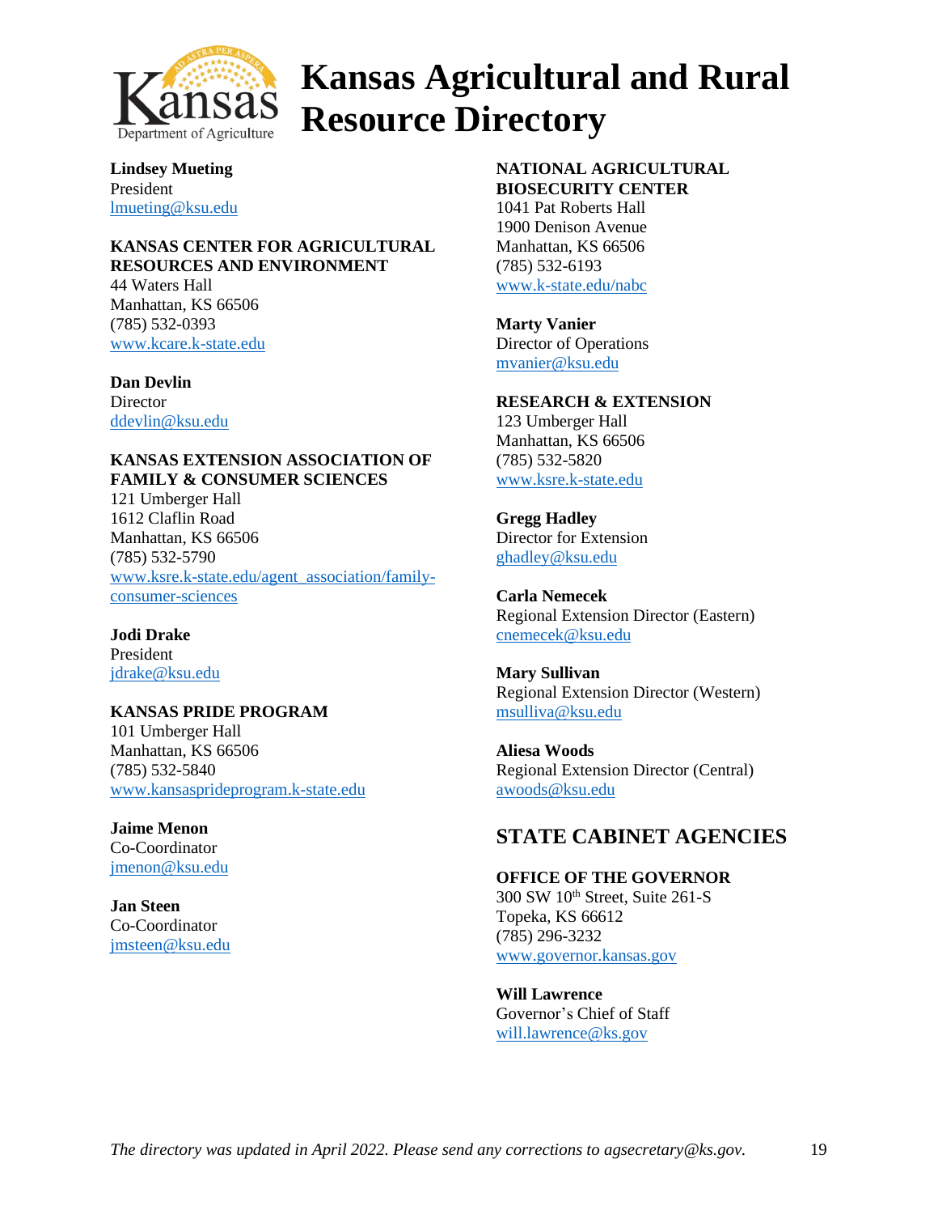**Lindsey Mueting**
President
lmueting@ksu.edu

**KANSAS CENTER FOR AGRICULTURAL RESOURCES AND ENVIRONMENT**
44 Waters Hall
Manhattan, KS 66506
(785) 532-0393
www.kcare.k-state.edu

**Dan Devlin**
Director
ddevlin@ksu.edu

**KANSAS EXTENSION ASSOCIATION OF FAMILY & CONSUMER SCIENCES**
121 Umberger Hall
1612 Claflin Road
Manhattan, KS 66506
(785) 532-5790
www.ksre.k-state.edu/agent_association/family-consumer-sciences

**Jodi Drake**
President
jdrake@ksu.edu

**KANSAS PRIDE PROGRAM**
101 Umberger Hall
Manhattan, KS 66506
(785) 532-5840
www.kansasprideprogram.k-state.edu

**Jaime Menon**
Co-Coordinator
jmenon@ksu.edu

**Jan Steen**
Co-Coordinator
jmsteen@ksu.edu

**NATIONAL AGRICULTURAL BIOSECURITY CENTER**
1041 Pat Roberts Hall
1900 Denison Avenue
Manhattan, KS 66506
(785) 532-6193
www.k-state.edu/nabc

**Marty Vanier**
Director of Operations
mvanier@ksu.edu

**RESEARCH & EXTENSION**
123 Umberger Hall
Manhattan, KS 66506
(785) 532-5820
www.ksre.k-state.edu

**Gregg Hadley**
Director for Extension
ghadley@ksu.edu

**Carla Nemecek**
Regional Extension Director (Eastern)
cnemecek@ksu.edu

**Mary Sullivan**
Regional Extension Director (Western)
msulliva@ksu.edu

**Aliesa Woods**
Regional Extension Director (Central)
awoods@ksu.edu

## STATE CABINET AGENCIES

**OFFICE OF THE GOVERNOR**
300 SW 10th Street, Suite 261-S
Topeka, KS 66612
(785) 296-3232
www.governor.kansas.gov

**Will Lawrence**
Governor's Chief of Staff
will.lawrence@ks.gov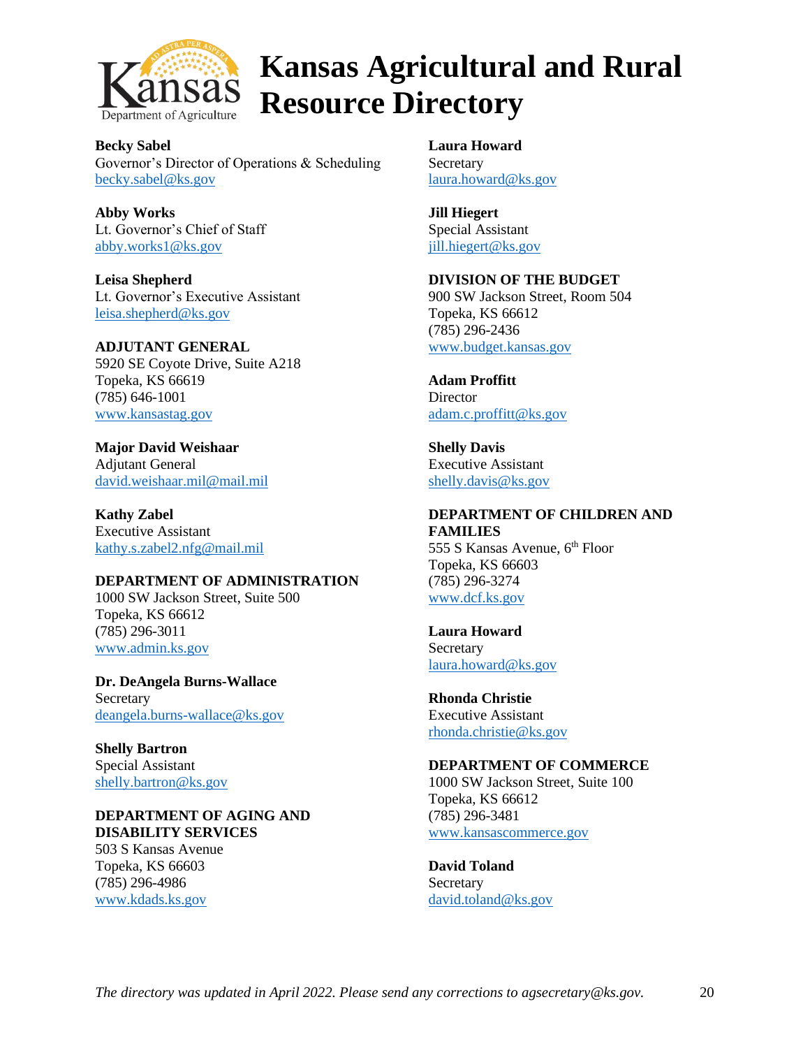# Kansas Agricultural and Rural Resource Directory

**Becky Sabel**
Governor's Director of Operations & Scheduling
becky.sabel@ks.gov

**Abby Works**
Lt. Governor's Chief of Staff
abby.works1@ks.gov

**Leisa Shepherd**
Lt. Governor's Executive Assistant
leisa.shepherd@ks.gov

**ADJUTANT GENERAL**
5920 SE Coyote Drive, Suite A218
Topeka, KS 66619
(785) 646-1001
www.kansastag.gov

**Major David Weishaar**
Adjutant General
david.weishaar.mil@mail.mil

**Kathy Zabel**
Executive Assistant
kathy.s.zabel2.nfg@mail.mil

**DEPARTMENT OF ADMINISTRATION**
1000 SW Jackson Street, Suite 500
Topeka, KS 66612
(785) 296-3011
www.admin.ks.gov

**Dr. DeAngela Burns-Wallace**
Secretary
deangela.burns-wallace@ks.gov

**Shelly Bartron**
Special Assistant
shelly.bartron@ks.gov

**DEPARTMENT OF AGING AND DISABILITY SERVICES**
503 S Kansas Avenue
Topeka, KS 66603
(785) 296-4986
www.kdads.ks.gov

**Laura Howard**
Secretary
laura.howard@ks.gov

**Jill Hiegert**
Special Assistant
jill.hiegert@ks.gov

**DIVISION OF THE BUDGET**
900 SW Jackson Street, Room 504
Topeka, KS 66612
(785) 296-2436
www.budget.kansas.gov

**Adam Proffitt**
Director
adam.c.proffitt@ks.gov

**Shelly Davis**
Executive Assistant
shelly.davis@ks.gov

**DEPARTMENT OF CHILDREN AND FAMILIES**
555 S Kansas Avenue, 6th Floor
Topeka, KS 66603
(785) 296-3274
www.dcf.ks.gov

**Laura Howard**
Secretary
laura.howard@ks.gov

**Rhonda Christie**
Executive Assistant
rhonda.christie@ks.gov

**DEPARTMENT OF COMMERCE**
1000 SW Jackson Street, Suite 100
Topeka, KS 66612
(785) 296-3481
www.kansascommerce.gov

**David Toland**
Secretary
david.toland@ks.gov

*The directory was updated in April 2022. Please send any corrections to agsecretary@ks.gov.*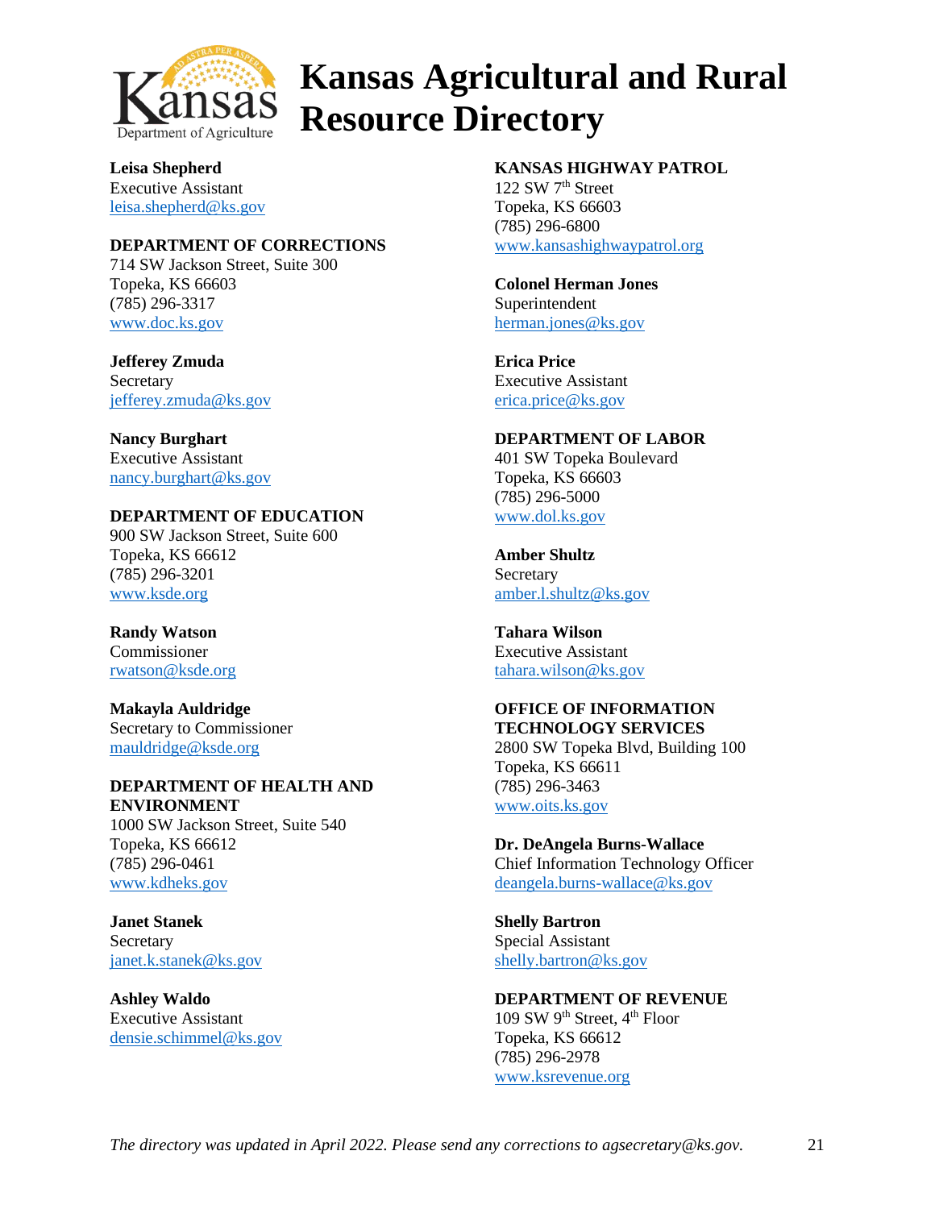# Kansas Agricultural and Rural Resource Directory

**Leisa Shepherd**
Executive Assistant
leisa.shepherd@ks.gov

**DEPARTMENT OF CORRECTIONS**
714 SW Jackson Street, Suite 300
Topeka, KS 66603
(785) 296-3317
www.doc.ks.gov

**Jefferey Zmuda**
Secretary
jefferey.zmuda@ks.gov

**Nancy Burghart**
Executive Assistant
nancy.burghart@ks.gov

**DEPARTMENT OF EDUCATION**
900 SW Jackson Street, Suite 600
Topeka, KS 66612
(785) 296-3201
www.ksde.org

**Randy Watson**
Commissioner
rwatson@ksde.org

**Makayla Auldridge**
Secretary to Commissioner
mauldridge@ksde.org

**DEPARTMENT OF HEALTH AND ENVIRONMENT**
1000 SW Jackson Street, Suite 540
Topeka, KS 66612
(785) 296-0461
www.kdheks.gov

**Janet Stanek**
Secretary
janet.k.stanek@ks.gov

**Ashley Waldo**
Executive Assistant
densie.schimmel@ks.gov

**KANSAS HIGHWAY PATROL**
122 SW 7th Street
Topeka, KS 66603
(785) 296-6800
www.kansashighwaypatrol.org

**Colonel Herman Jones**
Superintendent
herman.jones@ks.gov

**Erica Price**
Executive Assistant
erica.price@ks.gov

**DEPARTMENT OF LABOR**
401 SW Topeka Boulevard
Topeka, KS 66603
(785) 296-5000
www.dol.ks.gov

**Amber Shultz**
Secretary
amber.l.shultz@ks.gov

**Tahara Wilson**
Executive Assistant
tahara.wilson@ks.gov

**OFFICE OF INFORMATION TECHNOLOGY SERVICES**
2800 SW Topeka Blvd, Building 100
Topeka, KS 66611
(785) 296-3463
www.oits.ks.gov

**Dr. DeAngela Burns-Wallace**
Chief Information Technology Officer
deangela.burns-wallace@ks.gov

**Shelly Bartron**
Special Assistant
shelly.bartron@ks.gov

**DEPARTMENT OF REVENUE**
109 SW 9th Street, 4th Floor
Topeka, KS 66612
(785) 296-2978
www.ksrevenue.org

*The directory was updated in April 2022. Please send any corrections to agsecretary@ks.gov.*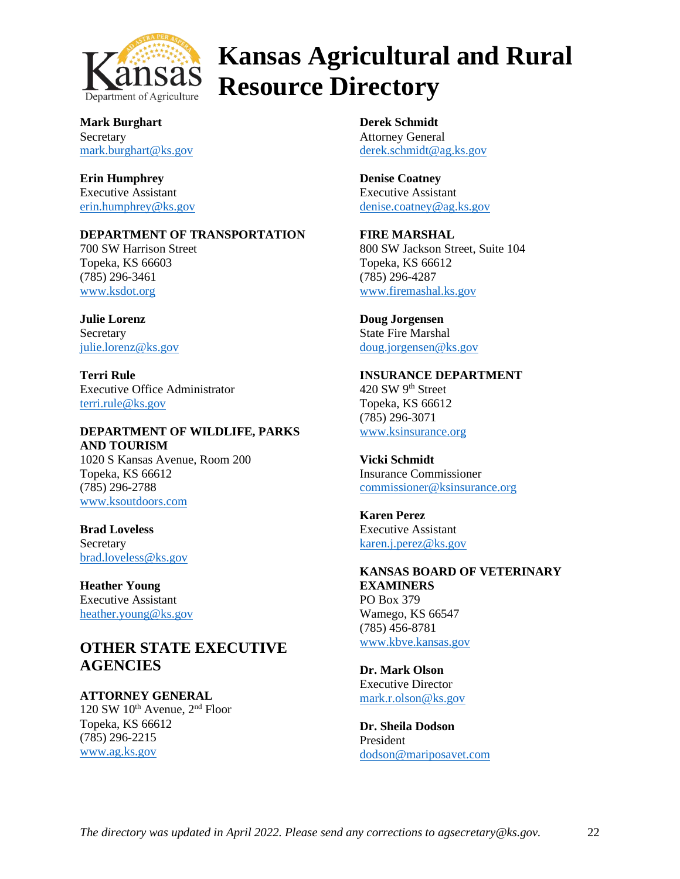# Kansas Agricultural and Rural Resource Directory

**Mark Burghart**
Secretary
mark.burghart@ks.gov

**Erin Humphrey**
Executive Assistant
erin.humphrey@ks.gov

**DEPARTMENT OF TRANSPORTATION**
700 SW Harrison Street
Topeka, KS 66603
(785) 296-3461
www.ksdot.org

**Julie Lorenz**
Secretary
julie.lorenz@ks.gov

**Terri Rule**
Executive Office Administrator
terri.rule@ks.gov

**DEPARTMENT OF WILDLIFE, PARKS AND TOURISM**
1020 S Kansas Avenue, Room 200
Topeka, KS 66612
(785) 296-2788
www.ksoutdoors.com

**Brad Loveless**
Secretary
brad.loveless@ks.gov

**Heather Young**
Executive Assistant
heather.young@ks.gov

## OTHER STATE EXECUTIVE AGENCIES

**ATTORNEY GENERAL**
120 SW 10th Avenue, 2nd Floor
Topeka, KS 66612
(785) 296-2215
www.ag.ks.gov

**Derek Schmidt**
Attorney General
derek.schmidt@ag.ks.gov

**Denise Coatney**
Executive Assistant
denise.coatney@ag.ks.gov

**FIRE MARSHAL**
800 SW Jackson Street, Suite 104
Topeka, KS 66612
(785) 296-4287
www.firemarshal.ks.gov

**Doug Jorgensen**
State Fire Marshal
doug.jorgensen@ks.gov

**INSURANCE DEPARTMENT**
420 SW 9th Street
Topeka, KS 66612
(785) 296-3071
www.ksinsurance.org

**Vicki Schmidt**
Insurance Commissioner
commissioner@ksinsurance.org

**Karen Perez**
Executive Assistant
karen.j.perez@ks.gov

**KANSAS BOARD OF VETERINARY EXAMINERS**
PO Box 379
Wamego, KS 66547
(785) 456-8781
www.kbve.kansas.gov

**Dr. Mark Olson**
Executive Director
mark.r.olson@ks.gov

**Dr. Sheila Dodson**
President
dodson@mariposavet.com

*The directory was updated in April 2022. Please send any corrections to agsecretary@ks.gov.*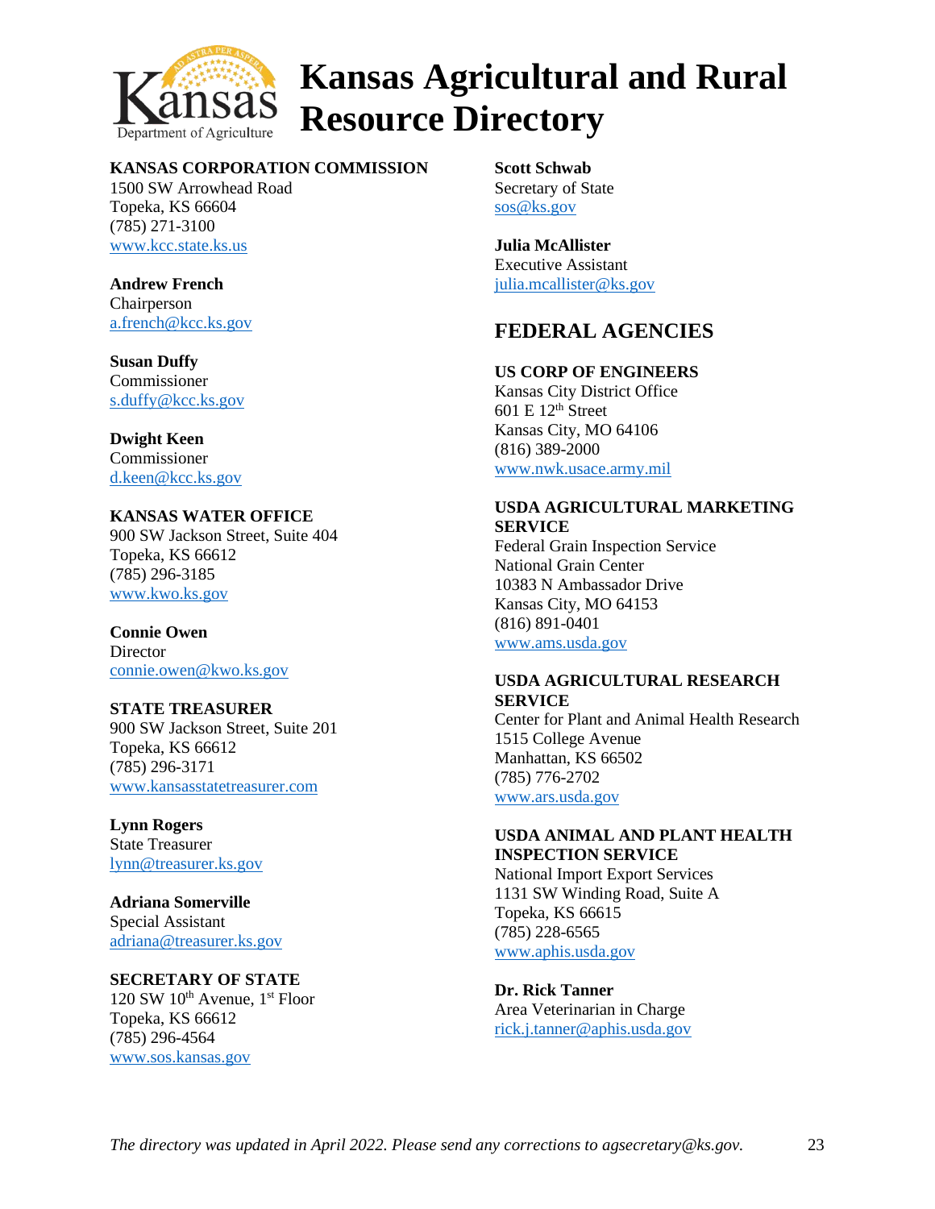# Kansas Agricultural and Rural Resource Directory

**KANSAS CORPORATION COMMISSION**
1500 SW Arrowhead Road
Topeka, KS 66604
(785) 271-3100
www.kcc.state.ks.us

**Andrew French**
Chairperson
a.french@kcc.ks.gov

**Susan Duffy**
Commissioner
s.duffy@kcc.ks.gov

**Dwight Keen**
Commissioner
d.keen@kcc.ks.gov

**KANSAS WATER OFFICE**
900 SW Jackson Street, Suite 404
Topeka, KS 66612
(785) 296-3185
www.kwo.ks.gov

**Connie Owen**
Director
connie.owen@kwo.ks.gov

**STATE TREASURER**
900 SW Jackson Street, Suite 201
Topeka, KS 66612
(785) 296-3171
www.kansasstatetreasurer.com

**Lynn Rogers**
State Treasurer
lynn@treasurer.ks.gov

**Adriana Somerville**
Special Assistant
adriana@treasurer.ks.gov

**SECRETARY OF STATE**
120 SW 10th Avenue, 1st Floor
Topeka, KS 66612
(785) 296-4564
www.sos.kansas.gov

**Scott Schwab**
Secretary of State
sos@ks.gov

**Julia McAllister**
Executive Assistant
julia.mcallister@ks.gov

## FEDERAL AGENCIES

**US CORP OF ENGINEERS**
Kansas City District Office
601 E 12th Street
Kansas City, MO 64106
(816) 389-2000
www.nwk.usace.army.mil

**USDA AGRICULTURAL MARKETING SERVICE**
Federal Grain Inspection Service
National Grain Center
10383 N Ambassador Drive
Kansas City, MO 64153
(816) 891-0401
www.ams.usda.gov

**USDA AGRICULTURAL RESEARCH SERVICE**
Center for Plant and Animal Health Research
1515 College Avenue
Manhattan, KS 66502
(785) 776-2702
www.ars.usda.gov

**USDA ANIMAL AND PLANT HEALTH INSPECTION SERVICE**
National Import Export Services
1131 SW Winding Road, Suite A
Topeka, KS 66615
(785) 228-6565
www.aphis.usda.gov

**Dr. Rick Tanner**
Area Veterinarian in Charge
rick.j.tanner@aphis.usda.gov

*The directory was updated in April 2022. Please send any corrections to agsecretary@ks.gov.*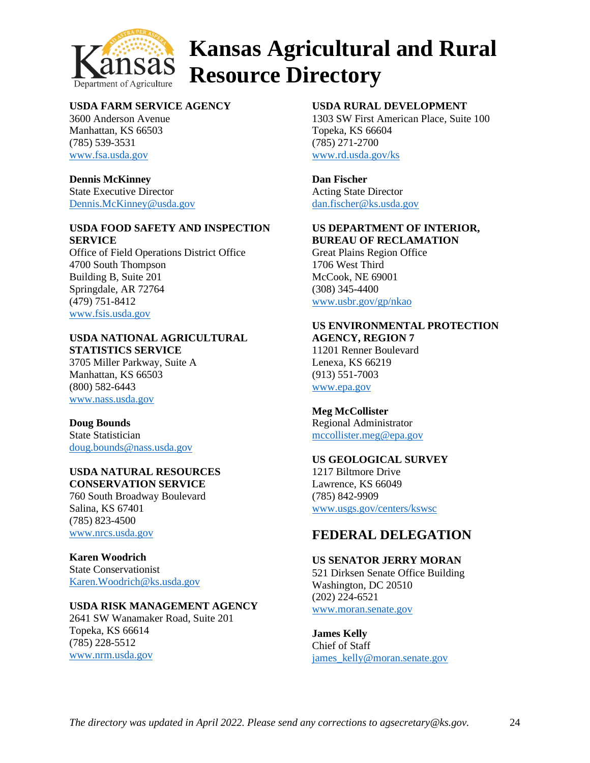# Kansas Agricultural and Rural Resource Directory

**USDA FARM SERVICE AGENCY**
3600 Anderson Avenue
Manhattan, KS 66503
(785) 539-3531
www.fsa.usda.gov

**Dennis McKinney**
State Executive Director
Dennis.McKinney@usda.gov

**USDA FOOD SAFETY AND INSPECTION SERVICE**
Office of Field Operations District Office
4700 South Thompson
Building B, Suite 201
Springdale, AR 72764
(479) 751-8412
www.fsis.usda.gov

**USDA NATIONAL AGRICULTURAL STATISTICS SERVICE**
3705 Miller Parkway, Suite A
Manhattan, KS 66503
(800) 582-6443
www.nass.usda.gov

**Doug Bounds**
State Statistician
doug.bounds@nass.usda.gov

**USDA NATURAL RESOURCES CONSERVATION SERVICE**
760 South Broadway Boulevard
Salina, KS 67401
(785) 823-4500
www.nrcs.usda.gov

**Karen Woodrich**
State Conservationist
Karen.Woodrich@ks.usda.gov

**USDA RISK MANAGEMENT AGENCY**
2641 SW Wanamaker Road, Suite 201
Topeka, KS 66614
(785) 228-5512
www.nrm.usda.gov

**USDA RURAL DEVELOPMENT**
1303 SW First American Place, Suite 100
Topeka, KS 66604
(785) 271-2700
www.rd.usda.gov/ks

**Dan Fischer**
Acting State Director
dan.fischer@ks.usda.gov

**US DEPARTMENT OF INTERIOR, BUREAU OF RECLAMATION**
Great Plains Region Office
1706 West Third
McCook, NE 69001
(308) 345-4400
www.usbr.gov/gp/nkao

**US ENVIRONMENTAL PROTECTION AGENCY, REGION 7**
11201 Renner Boulevard
Lenexa, KS 66219
(913) 551-7003
www.epa.gov

**Meg McCollister**
Regional Administrator
mccollister.meg@epa.gov

**US GEOLOGICAL SURVEY**
1217 Biltmore Drive
Lawrence, KS 66049
(785) 842-9909
www.usgs.gov/centers/kswsc

## FEDERAL DELEGATION

**US SENATOR JERRY MORAN**
521 Dirksen Senate Office Building
Washington, DC 20510
(202) 224-6521
www.moran.senate.gov

**James Kelly**
Chief of Staff
james_kelly@moran.senate.gov

*The directory was updated in April 2022. Please send any corrections to agsecretary@ks.gov.*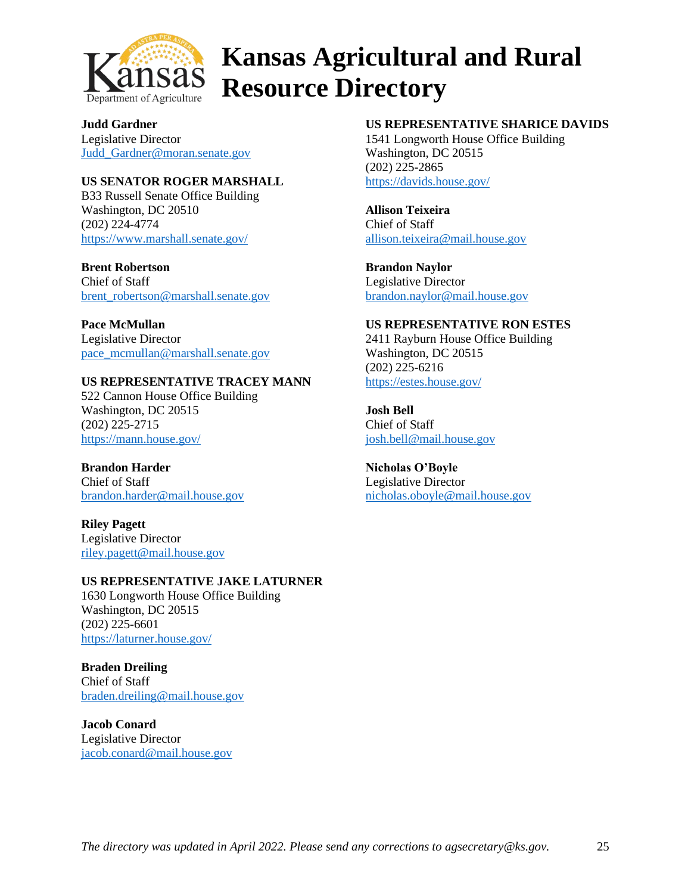# Kansas Agricultural and Rural Resource Directory

**Judd Gardner**
Legislative Director
Judd_Gardner@moran.senate.gov

**US SENATOR ROGER MARSHALL**
B33 Russell Senate Office Building
Washington, DC 20510
(202) 224-4774
https://www.marshall.senate.gov/

**Brent Robertson**
Chief of Staff
brent_robertson@marshall.senate.gov

**Pace McMullan**
Legislative Director
pace_mcmullan@marshall.senate.gov

**US REPRESENTATIVE TRACEY MANN**
522 Cannon House Office Building
Washington, DC 20515
(202) 225-2715
https://mann.house.gov/

**Brandon Harder**
Chief of Staff
brandon.harder@mail.house.gov

**Riley Pagett**
Legislative Director
riley.pagett@mail.house.gov

**US REPRESENTATIVE JAKE LATURNER**
1630 Longworth House Office Building
Washington, DC 20515
(202) 225-6601
https://laturner.house.gov/

**Braden Dreiling**
Chief of Staff
braden.dreiling@mail.house.gov

**Jacob Conard**
Legislative Director
jacob.conard@mail.house.gov

**US REPRESENTATIVE SHARICE DAVIDS**
1541 Longworth House Office Building
Washington, DC 20515
(202) 225-2865
https://davids.house.gov/

**Allison Teixeira**
Chief of Staff
allison.teixeira@mail.house.gov

**Brandon Naylor**
Legislative Director
brandon.naylor@mail.house.gov

**US REPRESENTATIVE RON ESTES**
2411 Rayburn House Office Building
Washington, DC 20515
(202) 225-6216
https://estes.house.gov/

**Josh Bell**
Chief of Staff
josh.bell@mail.house.gov

**Nicholas O'Boyle**
Legislative Director
nicholas.oboyle@mail.house.gov

*The directory was updated in April 2022. Please send any corrections to agsecretary@ks.gov.*